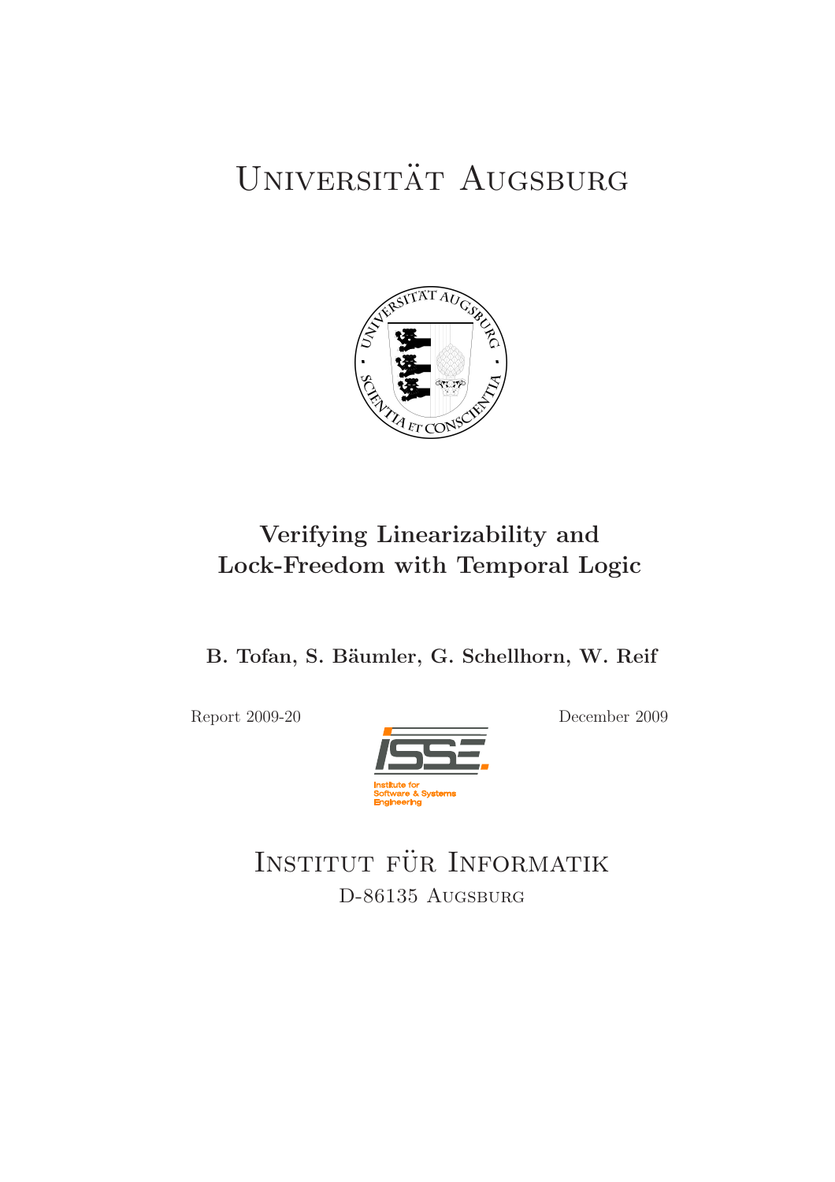# Universität Augsburg

# Verifying Linearizability and Lock-Freedom with Temporal Logic

**B. Tofan, S. Bäumler, G. Schellhorn, W. Reif**

Report 2009-20

December 2009

Institute for Software & Systems Engineering

Institut für Informatik
D-86135 Augsburg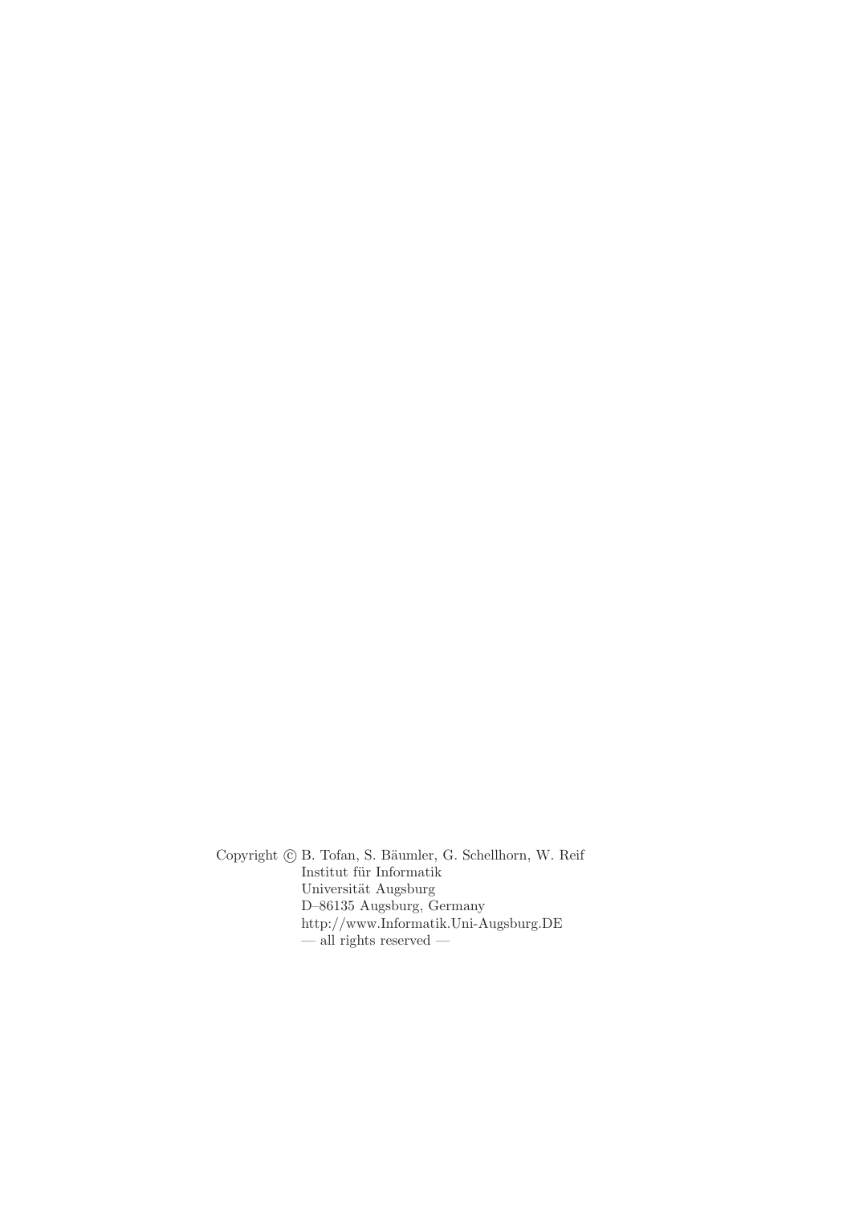Copyright © B. Tofan, S. Bäumler, G. Schellhorn, W. Reif
Institut für Informatik
Universität Augsburg
D–86135 Augsburg, Germany
http://www.Informatik.Uni-Augsburg.DE
— all rights reserved —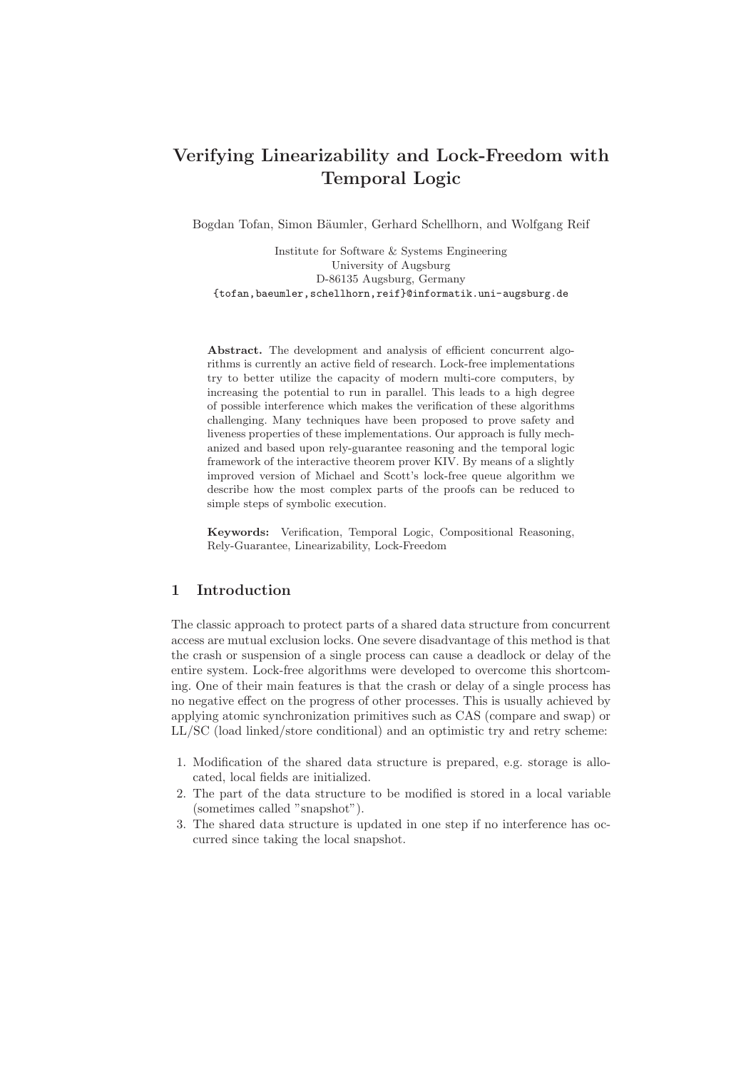# Verifying Linearizability and Lock-Freedom with Temporal Logic

Bogdan Tofan, Simon Bäumler, Gerhard Schellhorn, and Wolfgang Reif

Institute for Software & Systems Engineering
University of Augsburg
D-86135 Augsburg, Germany
{tofan,baeumler,schellhorn,reif}@informatik.uni-augsburg.de

**Abstract.** The development and analysis of efficient concurrent algorithms is currently an active field of research. Lock-free implementations try to better utilize the capacity of modern multi-core computers, by increasing the potential to run in parallel. This leads to a high degree of possible interference which makes the verification of these algorithms challenging. Many techniques have been proposed to prove safety and liveness properties of these implementations. Our approach is fully mechanized and based upon rely-guarantee reasoning and the temporal logic framework of the interactive theorem prover KIV. By means of a slightly improved version of Michael and Scott's lock-free queue algorithm we describe how the most complex parts of the proofs can be reduced to simple steps of symbolic execution.

**Keywords:** Verification, Temporal Logic, Compositional Reasoning, Rely-Guarantee, Linearizability, Lock-Freedom

## 1 Introduction

The classic approach to protect parts of a shared data structure from concurrent access are mutual exclusion locks. One severe disadvantage of this method is that the crash or suspension of a single process can cause a deadlock or delay of the entire system. Lock-free algorithms were developed to overcome this shortcoming. One of their main features is that the crash or delay of a single process has no negative effect on the progress of other processes. This is usually achieved by applying atomic synchronization primitives such as CAS (compare and swap) or LL/SC (load linked/store conditional) and an optimistic try and retry scheme:

1. Modification of the shared data structure is prepared, e.g. storage is allocated, local fields are initialized.
2. The part of the data structure to be modified is stored in a local variable (sometimes called "snapshot").
3. The shared data structure is updated in one step if no interference has occurred since taking the local snapshot.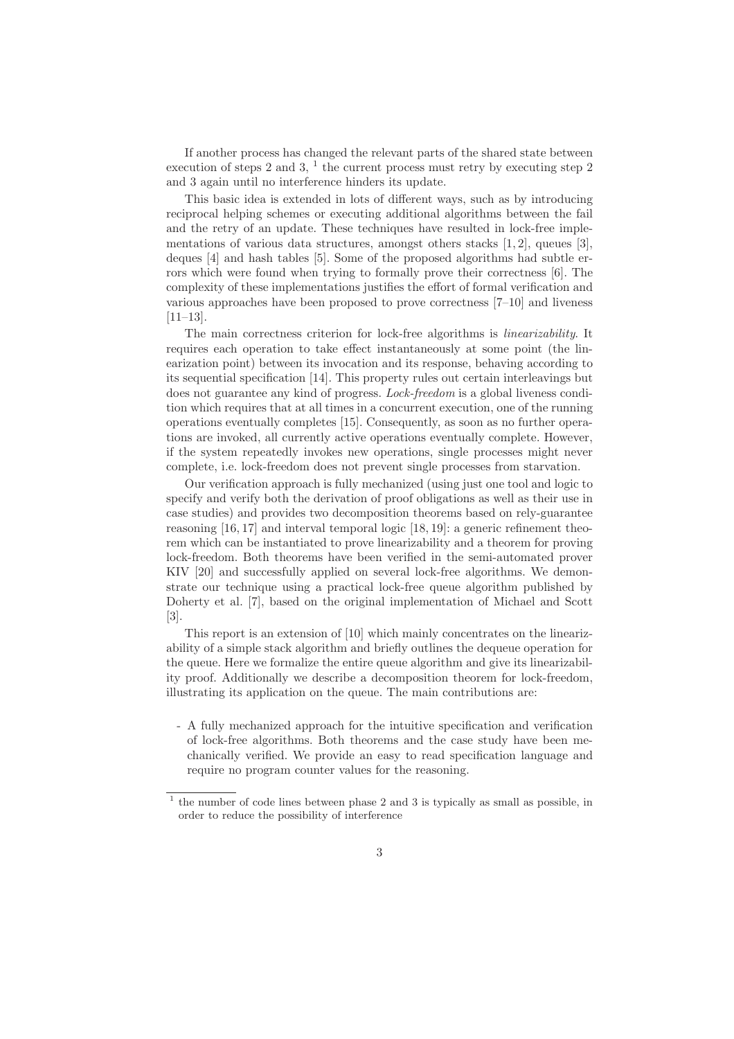If another process has changed the relevant parts of the shared state between execution of steps 2 and 3, [1] the current process must retry by executing step 2 and 3 again until no interference hinders its update.

This basic idea is extended in lots of different ways, such as by introducing reciprocal helping schemes or executing additional algorithms between the fail and the retry of an update. These techniques have resulted in lock-free implementations of various data structures, amongst others stacks [1, 2], queues [3], deques [4] and hash tables [5]. Some of the proposed algorithms had subtle errors which were found when trying to formally prove their correctness [6]. The complexity of these implementations justifies the effort of formal verification and various approaches have been proposed to prove correctness [7–10] and liveness [11–13].

The main correctness criterion for lock-free algorithms is *linearizability*. It requires each operation to take effect instantaneously at some point (the linearization point) between its invocation and its response, behaving according to its sequential specification [14]. This property rules out certain interleavings but does not guarantee any kind of progress. *Lock-freedom* is a global liveness condition which requires that at all times in a concurrent execution, one of the running operations eventually completes [15]. Consequently, as soon as no further operations are invoked, all currently active operations eventually complete. However, if the system repeatedly invokes new operations, single processes might never complete, i.e. lock-freedom does not prevent single processes from starvation.

Our verification approach is fully mechanized (using just one tool and logic to specify and verify both the derivation of proof obligations as well as their use in case studies) and provides two decomposition theorems based on rely-guarantee reasoning [16, 17] and interval temporal logic [18, 19]: a generic refinement theorem which can be instantiated to prove linearizability and a theorem for proving lock-freedom. Both theorems have been verified in the semi-automated prover KIV [20] and successfully applied on several lock-free algorithms. We demonstrate our technique using a practical lock-free queue algorithm published by Doherty et al. [7], based on the original implementation of Michael and Scott [3].

This report is an extension of [10] which mainly concentrates on the linearizability of a simple stack algorithm and briefly outlines the dequeue operation for the queue. Here we formalize the entire queue algorithm and give its linearizability proof. Additionally we describe a decomposition theorem for lock-freedom, illustrating its application on the queue. The main contributions are:

- A fully mechanized approach for the intuitive specification and verification of lock-free algorithms. Both theorems and the case study have been mechanically verified. We provide an easy to read specification language and require no program counter values for the reasoning.

---

[1] the number of code lines between phase 2 and 3 is typically as small as possible, in order to reduce the possibility of interference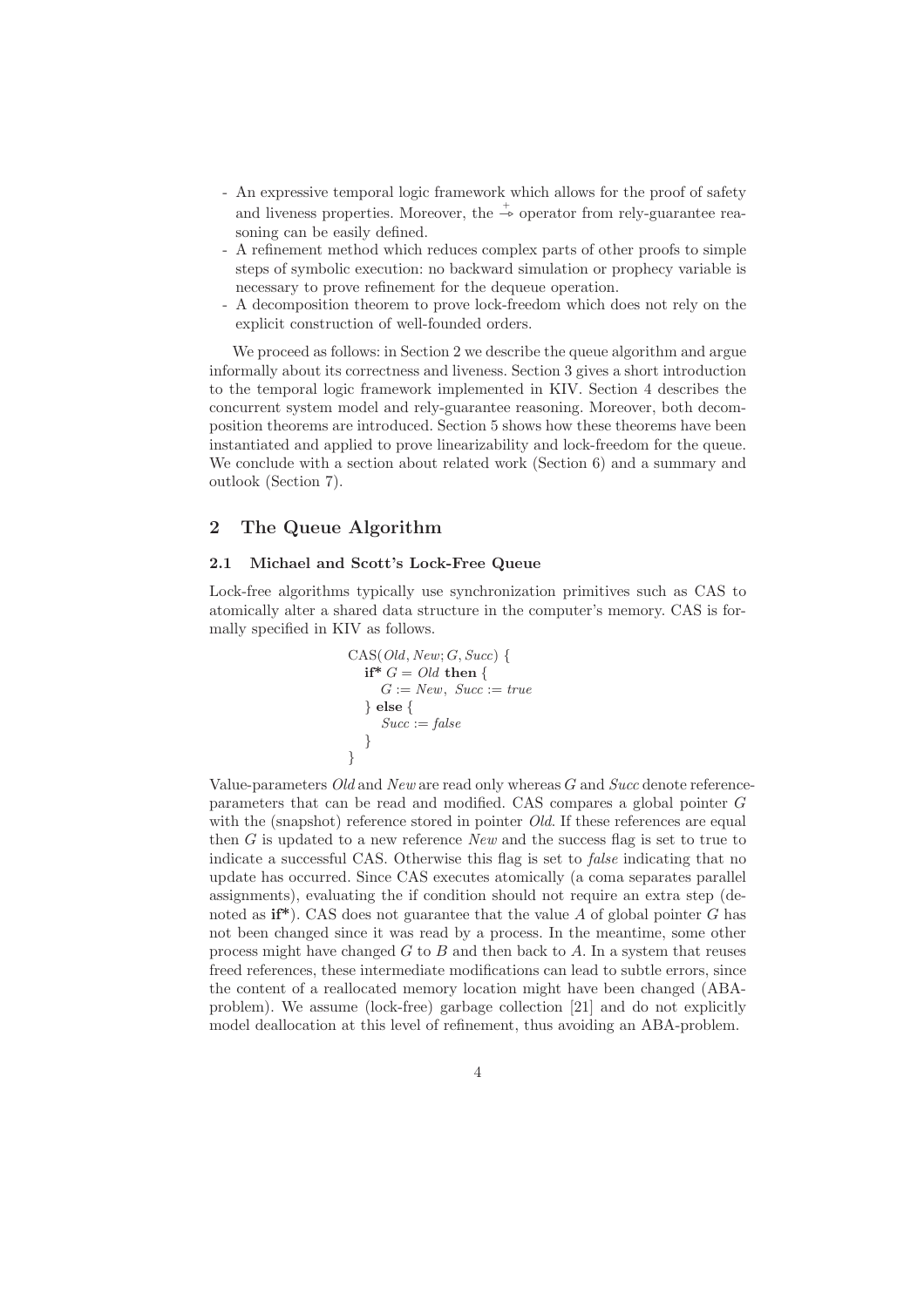- An expressive temporal logic framework which allows for the proof of safety and liveness properties. Moreover, the $\xrightarrow{+}$ operator from rely-guarantee reasoning can be easily defined.
- A refinement method which reduces complex parts of other proofs to simple steps of symbolic execution: no backward simulation or prophecy variable is necessary to prove refinement for the dequeue operation.
- A decomposition theorem to prove lock-freedom which does not rely on the explicit construction of well-founded orders.

We proceed as follows: in Section 2 we describe the queue algorithm and argue informally about its correctness and liveness. Section 3 gives a short introduction to the temporal logic framework implemented in KIV. Section 4 describes the concurrent system model and rely-guarantee reasoning. Moreover, both decomposition theorems are introduced. Section 5 shows how these theorems have been instantiated and applied to prove linearizability and lock-freedom for the queue. We conclude with a section about related work (Section 6) and a summary and outlook (Section 7).

## 2 The Queue Algorithm

### 2.1 Michael and Scott's Lock-Free Queue

Lock-free algorithms typically use synchronization primitives such as CAS to atomically alter a shared data structure in the computer's memory. CAS is formally specified in KIV as follows.

```
CAS(Old, New; G, Succ) {
   if* G = Old then {
      G := New, Succ := true
   } else {
      Succ := false
   }
}
```

Value-parameters *Old* and *New* are read only whereas $G$ and *Succ* denote reference-parameters that can be read and modified. CAS compares a global pointer $G$ with the (snapshot) reference stored in pointer *Old*. If these references are equal then $G$ is updated to a new reference *New* and the success flag is set to true to indicate a successful CAS. Otherwise this flag is set to *false* indicating that no update has occurred. Since CAS executes atomically (a coma separates parallel assignments), evaluating the if condition should not require an extra step (denoted as **if\***). CAS does not guarantee that the value $A$ of global pointer $G$ has not been changed since it was read by a process. In the meantime, some other process might have changed $G$ to $B$ and then back to $A$. In a system that reuses freed references, these intermediate modifications can lead to subtle errors, since the content of a reallocated memory location might have been changed (ABA-problem). We assume (lock-free) garbage collection [21] and do not explicitly model deallocation at this level of refinement, thus avoiding an ABA-problem.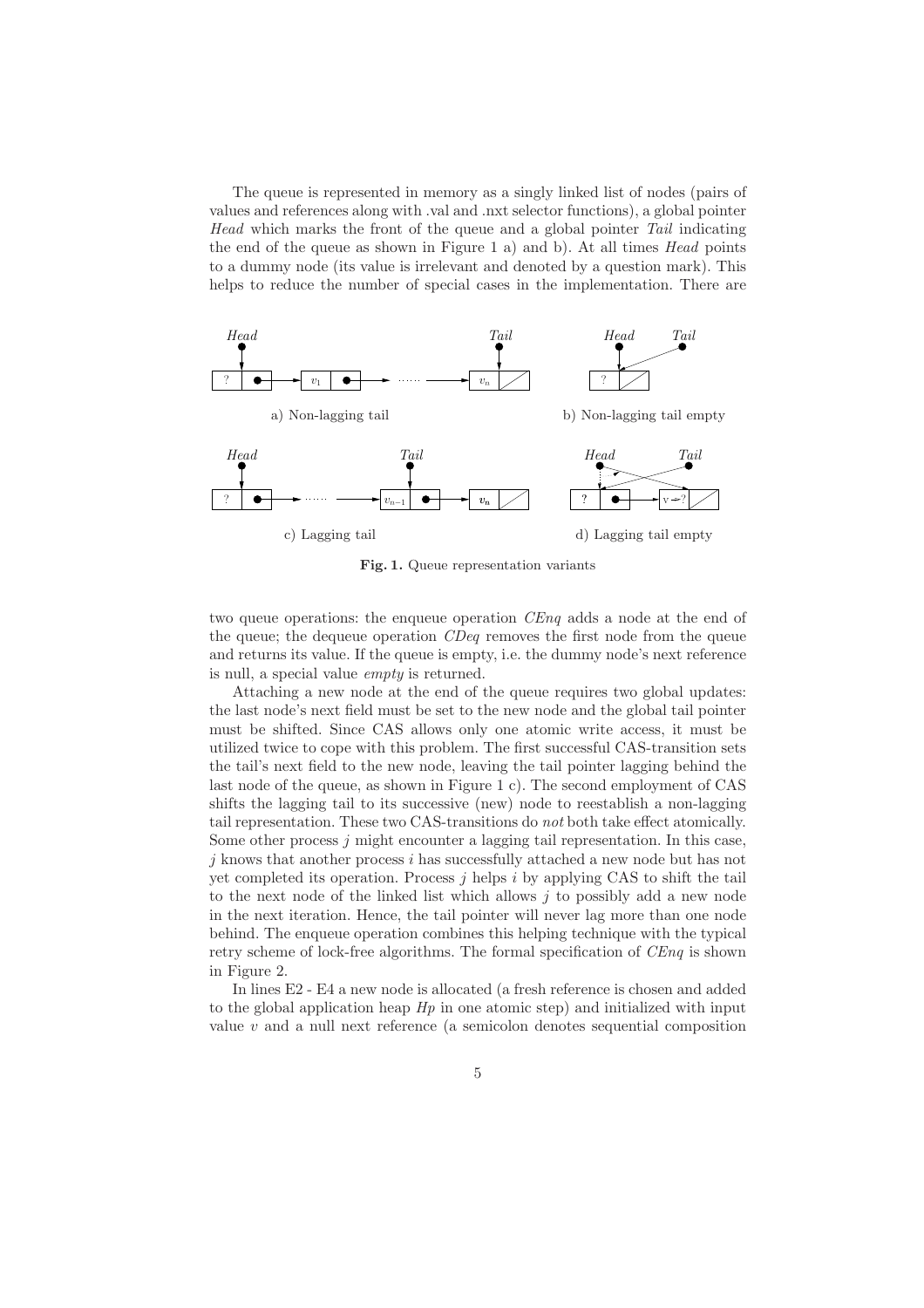The queue is represented in memory as a singly linked list of nodes (pairs of values and references along with .val and .nxt selector functions), a global pointer *Head* which marks the front of the queue and a global pointer *Tail* indicating the end of the queue as shown in Figure 1 a) and b). At all times *Head* points to a dummy node (its value is irrelevant and denoted by a question mark). This helps to reduce the number of special cases in the implementation. There are

**Fig. 1.** Queue representation variants

two queue operations: the enqueue operation *CEnq* adds a node at the end of the queue; the dequeue operation *CDeq* removes the first node from the queue and returns its value. If the queue is empty, i.e. the dummy node's next reference is null, a special value *empty* is returned.

Attaching a new node at the end of the queue requires two global updates: the last node's next field must be set to the new node and the global tail pointer must be shifted. Since CAS allows only one atomic write access, it must be utilized twice to cope with this problem. The first successful CAS-transition sets the tail's next field to the new node, leaving the tail pointer lagging behind the last node of the queue, as shown in Figure 1 c). The second employment of CAS shifts the lagging tail to its successive (new) node to reestablish a non-lagging tail representation. These two CAS-transitions do *not* both take effect atomically. Some other process $j$ might encounter a lagging tail representation. In this case, $j$ knows that another process $i$ has successfully attached a new node but has not yet completed its operation. Process $j$ helps $i$ by applying CAS to shift the tail to the next node of the linked list which allows $j$ to possibly add a new node in the next iteration. Hence, the tail pointer will never lag more than one node behind. The enqueue operation combines this helping technique with the typical retry scheme of lock-free algorithms. The formal specification of *CEnq* is shown in Figure 2.

In lines E2 - E4 a new node is allocated (a fresh reference is chosen and added to the global application heap *Hp* in one atomic step) and initialized with input value $v$ and a null next reference (a semicolon denotes sequential composition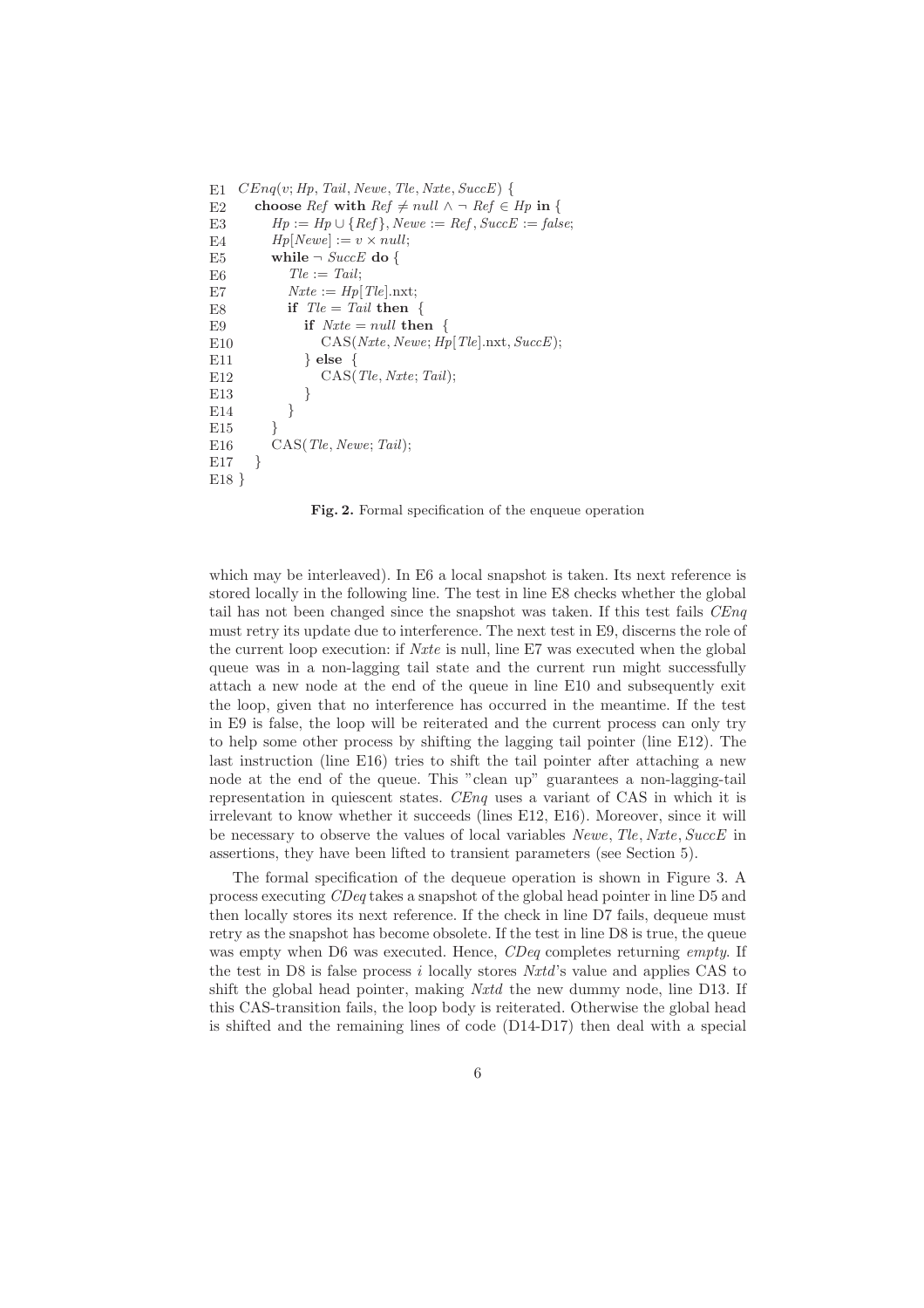```
E1  CEnq(v; Hp, Tail, Newe, Tle, Nxte, SuccE) {
E2     choose Ref with Ref ≠ null ∧ ¬ Ref ∈ Hp in {
E3        Hp := Hp ∪ {Ref}, Newe := Ref, SuccE := false;
E4        Hp[Newe] := v × null;
E5        while ¬ SuccE do {
E6           Tle := Tail;
E7           Nxte := Hp[Tle].nxt;
E8           if Tle = Tail then {
E9              if Nxte = null then {
E10                CAS(Nxte, Newe; Hp[Tle].nxt, SuccE);
E11             } else {
E12                CAS(Tle, Nxte; Tail);
E13             }
E14          }
E15       }
E16       CAS(Tle, Newe; Tail);
E17    }
E18 }
```

**Fig. 2.** Formal specification of the enqueue operation

which may be interleaved). In E6 a local snapshot is taken. Its next reference is stored locally in the following line. The test in line E8 checks whether the global tail has not been changed since the snapshot was taken. If this test fails *CEnq* must retry its update due to interference. The next test in E9, discerns the role of the current loop execution: if *Nxte* is null, line E7 was executed when the global queue was in a non-lagging tail state and the current run might successfully attach a new node at the end of the queue in line E10 and subsequently exit the loop, given that no interference has occurred in the meantime. If the test in E9 is false, the loop will be reiterated and the current process can only try to help some other process by shifting the lagging tail pointer (line E12). The last instruction (line E16) tries to shift the tail pointer after attaching a new node at the end of the queue. This "clean up" guarantees a non-lagging-tail representation in quiescent states. *CEnq* uses a variant of CAS in which it is irrelevant to know whether it succeeds (lines E12, E16). Moreover, since it will be necessary to observe the values of local variables *Newe*, *Tle*, *Nxte*, *SuccE* in assertions, they have been lifted to transient parameters (see Section 5).

The formal specification of the dequeue operation is shown in Figure 3. A process executing *CDeq* takes a snapshot of the global head pointer in line D5 and then locally stores its next reference. If the check in line D7 fails, dequeue must retry as the snapshot has become obsolete. If the test in line D8 is true, the queue was empty when D6 was executed. Hence, *CDeq* completes returning *empty*. If the test in D8 is false process $i$ locally stores *Nxtd*'s value and applies CAS to shift the global head pointer, making *Nxtd* the new dummy node, line D13. If this CAS-transition fails, the loop body is reiterated. Otherwise the global head is shifted and the remaining lines of code (D14-D17) then deal with a special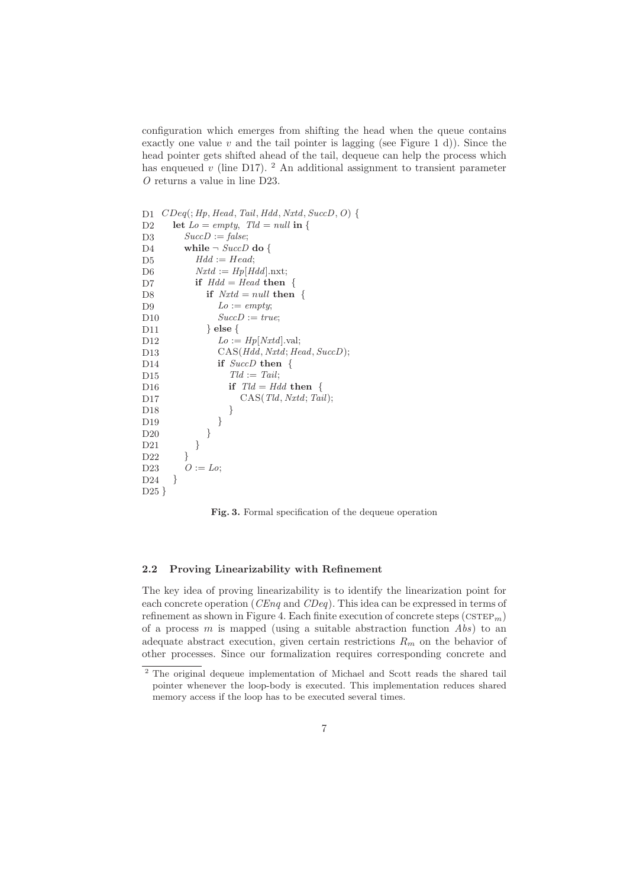configuration which emerges from shifting the head when the queue contains exactly one value $v$ and the tail pointer is lagging (see Figure 1 d)). Since the head pointer gets shifted ahead of the tail, dequeue can help the process which has enqueued $v$ (line D17). [2] An additional assignment to transient parameter $O$ returns a value in line D23.

```
D1  CDeq(; Hp, Head, Tail, Hdd, Nxtd, SuccD, O) {
D2    let Lo = empty, Tld = null in {
D3      SuccD := false;
D4      while ¬ SuccD do {
D5        Hdd := Head;
D6        Nxtd := Hp[Hdd].nxt;
D7        if Hdd = Head then {
D8          if Nxtd = null then {
D9            Lo := empty;
D10           SuccD := true;
D11         } else {
D12           Lo := Hp[Nxtd].val;
D13           CAS(Hdd, Nxtd; Head, SuccD);
D14           if SuccD then {
D15             Tld := Tail;
D16             if Tld = Hdd then {
D17               CAS(Tld, Nxtd; Tail);
D18             }
D19           }
D20         }
D21       }
D22     }
D23     O := Lo;
D24   }
D25 }
```

**Fig. 3.** Formal specification of the dequeue operation

### 2.2 Proving Linearizability with Refinement

The key idea of proving linearizability is to identify the linearization point for each concrete operation (*CEnq* and *CDeq*). This idea can be expressed in terms of refinement as shown in Figure 4. Each finite execution of concrete steps ($\text{CSTEP}_m$) of a process $m$ is mapped (using a suitable abstraction function $Abs$) to an adequate abstract execution, given certain restrictions $R_m$ on the behavior of other processes. Since our formalization requires corresponding concrete and

[2] The original dequeue implementation of Michael and Scott reads the shared tail pointer whenever the loop-body is executed. This implementation reduces shared memory access if the loop has to be executed several times.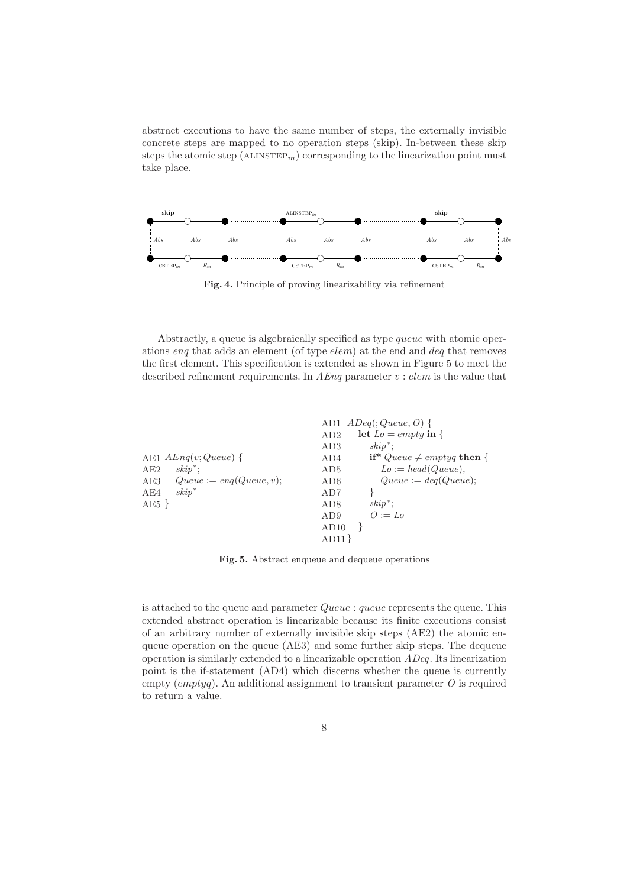abstract executions to have the same number of steps, the externally invisible concrete steps are mapped to no operation steps (skip). In-between these skip steps the atomic step ($\text{ALINSTEP}_m$) corresponding to the linearization point must take place.

**Fig. 4.** Principle of proving linearizability via refinement

Abstractly, a queue is algebraically specified as type *queue* with atomic operations *enq* that adds an element (of type *elem*) at the end and *deq* that removes the first element. This specification is extended as shown in Figure 5 to meet the described refinement requirements. In *AEnq* parameter $v : elem$ is the value that

```
AE1  AEnq(v; Queue) {
AE2     skip*;
AE3     Queue := enq(Queue, v);
AE4     skip*
AE5  }
```

```
AD1   ADeq(; Queue, O) {
AD2     let Lo = empty in {
AD3       skip*;
AD4       if* Queue ≠ emptyq then {
AD5         Lo := head(Queue),
AD6         Queue := deq(Queue);
AD7       }
AD8       skip*;
AD9       O := Lo
AD10    }
AD11  }
```

**Fig. 5.** Abstract enqueue and dequeue operations

is attached to the queue and parameter $Queue : queue$ represents the queue. This extended abstract operation is linearizable because its finite executions consist of an arbitrary number of externally invisible skip steps (AE2) the atomic enqueue operation on the queue (AE3) and some further skip steps. The dequeue operation is similarly extended to a linearizable operation *ADeq*. Its linearization point is the if-statement (AD4) which discerns whether the queue is currently empty (*emptyq*). An additional assignment to transient parameter $O$ is required to return a value.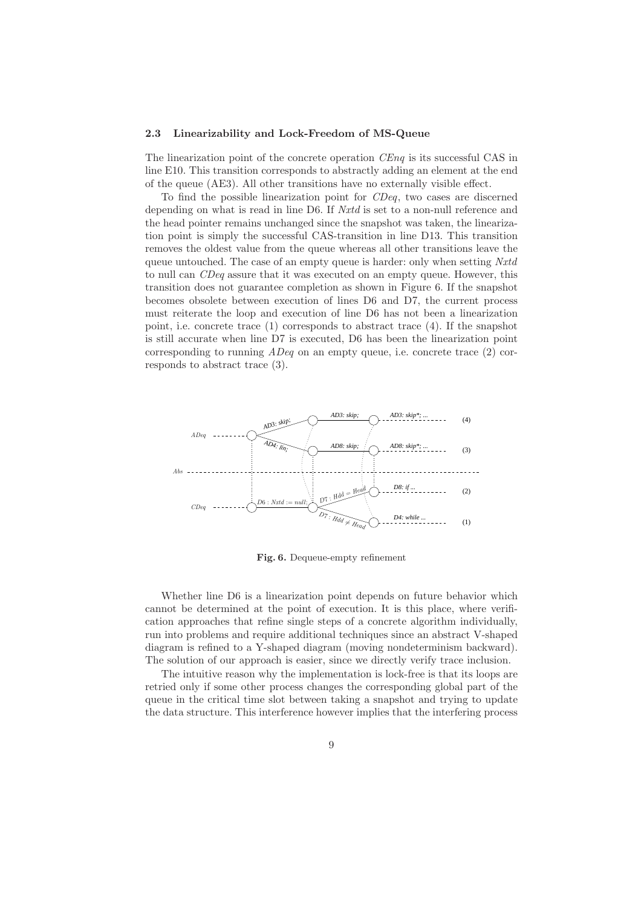### 2.3 Linearizability and Lock-Freedom of MS-Queue

The linearization point of the concrete operation *CEnq* is its successful CAS in line E10. This transition corresponds to abstractly adding an element at the end of the queue (AE3). All other transitions have no externally visible effect.

To find the possible linearization point for *CDeq*, two cases are discerned depending on what is read in line D6. If *Nxtd* is set to a non-null reference and the head pointer remains unchanged since the snapshot was taken, the linearization point is simply the successful CAS-transition in line D13. This transition removes the oldest value from the queue whereas all other transitions leave the queue untouched. The case of an empty queue is harder: only when setting *Nxtd* to null can *CDeq* assure that it was executed on an empty queue. However, this transition does not guarantee completion as shown in Figure 6. If the snapshot becomes obsolete between execution of lines D6 and D7, the current process must reiterate the loop and execution of line D6 has not been a linearization point, i.e. concrete trace (1) corresponds to abstract trace (4). If the snapshot is still accurate when line D7 is executed, D6 has been the linearization point corresponding to running *ADeq* on an empty queue, i.e. concrete trace (2) corresponds to abstract trace (3).

**Fig. 6.** Dequeue-empty refinement

Whether line D6 is a linearization point depends on future behavior which cannot be determined at the point of execution. It is this place, where verification approaches that refine single steps of a concrete algorithm individually, run into problems and require additional techniques since an abstract V-shaped diagram is refined to a Y-shaped diagram (moving nondeterminism backward). The solution of our approach is easier, since we directly verify trace inclusion.

The intuitive reason why the implementation is lock-free is that its loops are retried only if some other process changes the corresponding global part of the queue in the critical time slot between taking a snapshot and trying to update the data structure. This interference however implies that the interfering process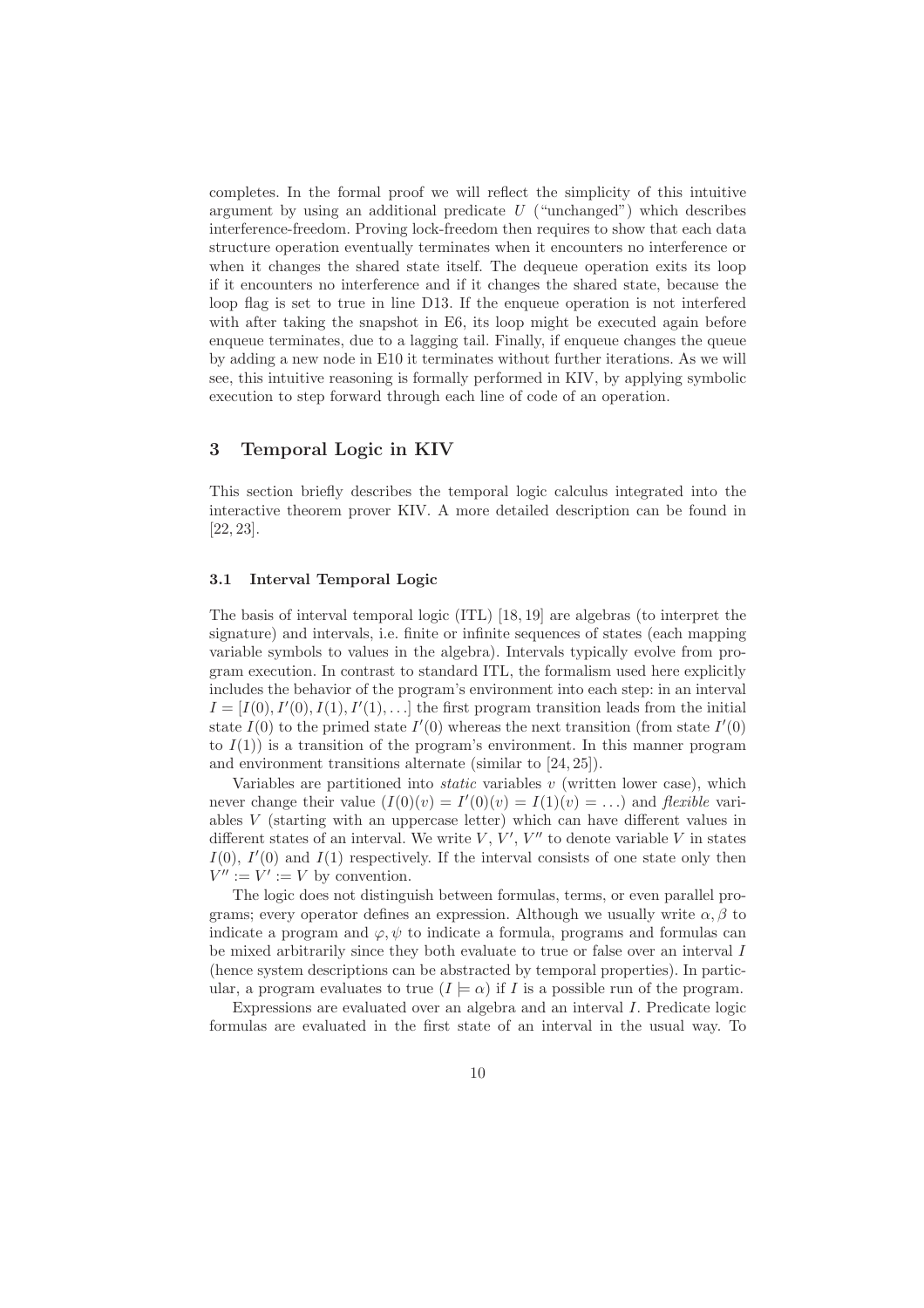completes. In the formal proof we will reflect the simplicity of this intuitive argument by using an additional predicate $U$ ("unchanged") which describes interference-freedom. Proving lock-freedom then requires to show that each data structure operation eventually terminates when it encounters no interference or when it changes the shared state itself. The dequeue operation exits its loop if it encounters no interference and if it changes the shared state, because the loop flag is set to true in line D13. If the enqueue operation is not interfered with after taking the snapshot in E6, its loop might be executed again before enqueue terminates, due to a lagging tail. Finally, if enqueue changes the queue by adding a new node in E10 it terminates without further iterations. As we will see, this intuitive reasoning is formally performed in KIV, by applying symbolic execution to step forward through each line of code of an operation.

## 3 Temporal Logic in KIV

This section briefly describes the temporal logic calculus integrated into the interactive theorem prover KIV. A more detailed description can be found in [22, 23].

### 3.1 Interval Temporal Logic

The basis of interval temporal logic (ITL) [18, 19] are algebras (to interpret the signature) and intervals, i.e. finite or infinite sequences of states (each mapping variable symbols to values in the algebra). Intervals typically evolve from program execution. In contrast to standard ITL, the formalism used here explicitly includes the behavior of the program's environment into each step: in an interval $I = [I(0), I'(0), I(1), I'(1), \ldots]$ the first program transition leads from the initial state $I(0)$ to the primed state $I'(0)$ whereas the next transition (from state $I'(0)$ to $I(1)$) is a transition of the program's environment. In this manner program and environment transitions alternate (similar to [24, 25]).

Variables are partitioned into *static* variables $v$ (written lower case), which never change their value $(I(0)(v) = I'(0)(v) = I(1)(v) = \ldots)$ and *flexible* variables $V$ (starting with an uppercase letter) which can have different values in different states of an interval. We write $V$, $V'$, $V''$ to denote variable $V$ in states $I(0)$, $I'(0)$ and $I(1)$ respectively. If the interval consists of one state only then $V'' := V' := V$ by convention.

The logic does not distinguish between formulas, terms, or even parallel programs; every operator defines an expression. Although we usually write $\alpha, \beta$ to indicate a program and $\varphi, \psi$ to indicate a formula, programs and formulas can be mixed arbitrarily since they both evaluate to true or false over an interval $I$ (hence system descriptions can be abstracted by temporal properties). In particular, a program evaluates to true ($I \models \alpha$) if $I$ is a possible run of the program.

Expressions are evaluated over an algebra and an interval $I$. Predicate logic formulas are evaluated in the first state of an interval in the usual way. To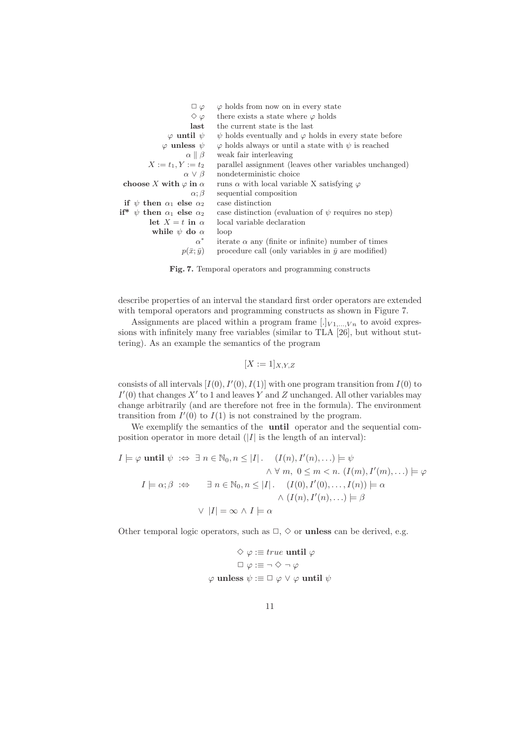| | |
|---|---|
| $\Box\, \varphi$ | $\varphi$ holds from now on in every state |
| $\Diamond\, \varphi$ | there exists a state where $\varphi$ holds |
| **last** | the current state is the last |
| $\varphi$ **until** $\psi$ | $\psi$ holds eventually and $\varphi$ holds in every state before |
| $\varphi$ **unless** $\psi$ | $\varphi$ holds always or until a state with $\psi$ is reached |
| $\alpha \parallel \beta$ | weak fair interleaving |
| $X := t_1, Y := t_2$ | parallel assignment (leaves other variables unchanged) |
| $\alpha \vee \beta$ | nondeterministic choice |
| **choose** $X$ **with** $\varphi$ **in** $\alpha$ | runs $\alpha$ with local variable X satisfying $\varphi$ |
| $\alpha ; \beta$ | sequential composition |
| **if** $\psi$ **then** $\alpha_1$ **else** $\alpha_2$ | case distinction |
| **if\*** $\psi$ **then** $\alpha_1$ **else** $\alpha_2$ | case distinction (evaluation of $\psi$ requires no step) |
| **let** $X = t$ **in** $\alpha$ | local variable declaration |
| **while** $\psi$ **do** $\alpha$ | loop |
| $\alpha^*$ | iterate $\alpha$ any (finite or infinite) number of times |
| $p(\bar{x};\bar{y})$ | procedure call (only variables in $\bar{y}$ are modified) |

**Fig. 7.** Temporal operators and programming constructs

describe properties of an interval the standard first order operators are extended with temporal operators and programming constructs as shown in Figure 7.

Assignments are placed within a program frame $[.]_{V1,\ldots,Vn}$ to avoid expressions with infinitely many free variables (similar to TLA [26], but without stuttering). As an example the semantics of the program

$$[X := 1]_{X,Y,Z}$$

consists of all intervals $[I(0), I'(0), I(1)]$ with one program transition from $I(0)$ to $I'(0)$ that changes $X'$ to 1 and leaves $Y$ and $Z$ unchanged. All other variables may change arbitrarily (and are therefore not free in the formula). The environment transition from $I'(0)$ to $I(1)$ is not constrained by the program.

We exemplify the semantics of the **until** operator and the sequential composition operator in more detail ($|I|$ is the length of an interval):

$$I \models \varphi \ \textbf{until}\ \psi \ :\Leftrightarrow\ \exists\, n \in \mathbb{N}_0, n \leq |I|\,.\quad (I(n), I'(n), \ldots) \models \psi \\ \wedge\ \forall\, m,\ 0 \leq m < n.\ (I(m), I'(m), \ldots) \models \varphi$$

$$I \models \alpha;\beta \ :\Leftrightarrow\ \quad \exists\, n \in \mathbb{N}_0, n \leq |I|\,.\quad (I(0), I'(0), \ldots, I(n)) \models \alpha \\ \wedge\ (I(n), I'(n), \ldots) \models \beta \\ \vee\ |I| = \infty \wedge I \models \alpha$$

Other temporal logic operators, such as $\Box$, $\Diamond$ or **unless** can be derived, e.g.

$$\Diamond\, \varphi :\equiv true\ \textbf{until}\ \varphi$$

$$\Box\, \varphi :\equiv \neg \Diamond \neg\, \varphi$$

$$\varphi\ \textbf{unless}\ \psi :\equiv \Box\, \varphi \vee \varphi\ \textbf{until}\ \psi$$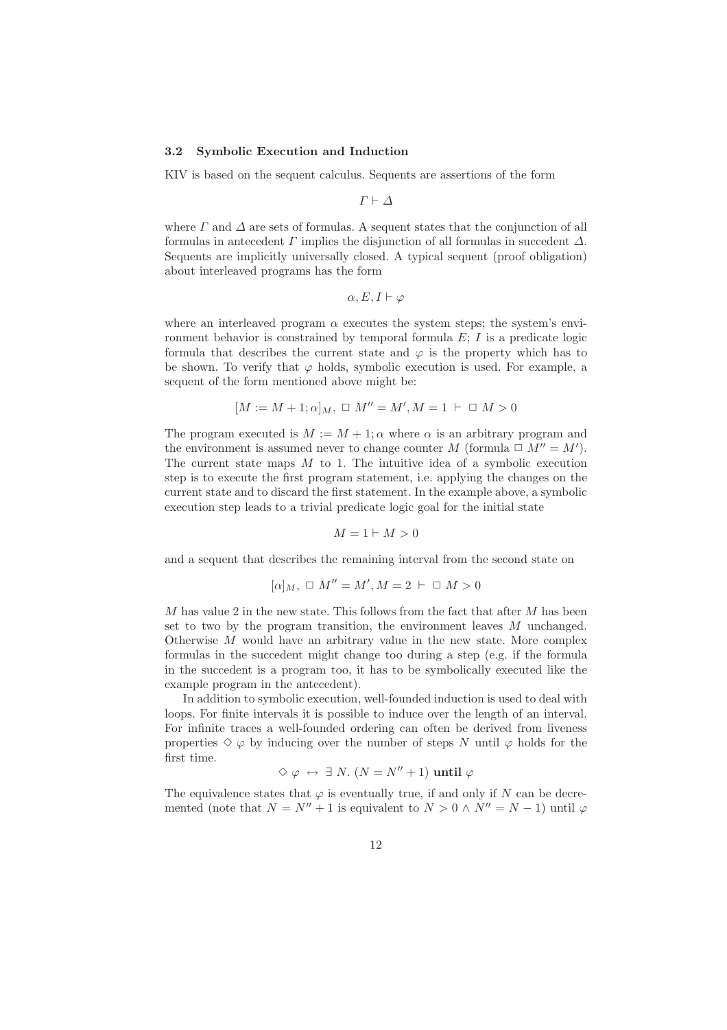### 3.2 Symbolic Execution and Induction

KIV is based on the sequent calculus. Sequents are assertions of the form

$$\Gamma \vdash \Delta$$

where $\Gamma$ and $\Delta$ are sets of formulas. A sequent states that the conjunction of all formulas in antecedent $\Gamma$ implies the disjunction of all formulas in succedent $\Delta$. Sequents are implicitly universally closed. A typical sequent (proof obligation) about interleaved programs has the form

$$\alpha, E, I \vdash \varphi$$

where an interleaved program $\alpha$ executes the system steps; the system's environment behavior is constrained by temporal formula $E$; $I$ is a predicate logic formula that describes the current state and $\varphi$ is the property which has to be shown. To verify that $\varphi$ holds, symbolic execution is used. For example, a sequent of the form mentioned above might be:

$$[M := M + 1; \alpha]_M, \; \Box \; M'' = M', M = 1 \; \vdash \; \Box \; M > 0$$

The program executed is $M := M + 1; \alpha$ where $\alpha$ is an arbitrary program and the environment is assumed never to change counter $M$ (formula $\Box \; M'' = M'$). The current state maps $M$ to 1. The intuitive idea of a symbolic execution step is to execute the first program statement, i.e. applying the changes on the current state and to discard the first statement. In the example above, a symbolic execution step leads to a trivial predicate logic goal for the initial state

$$M = 1 \vdash M > 0$$

and a sequent that describes the remaining interval from the second state on

$$[\alpha]_M, \; \Box \; M'' = M', M = 2 \; \vdash \; \Box \; M > 0$$

$M$ has value 2 in the new state. This follows from the fact that after $M$ has been set to two by the program transition, the environment leaves $M$ unchanged. Otherwise $M$ would have an arbitrary value in the new state. More complex formulas in the succedent might change too during a step (e.g. if the formula in the succedent is a program too, it has to be symbolically executed like the example program in the antecedent).

In addition to symbolic execution, well-founded induction is used to deal with loops. For finite intervals it is possible to induce over the length of an interval. For infinite traces a well-founded ordering can often be derived from liveness properties $\Diamond \; \varphi$ by inducing over the number of steps $N$ until $\varphi$ holds for the first time.

$$\Diamond \; \varphi \; \leftrightarrow \; \exists \; N. \; (N = N'' + 1) \; \textbf{until} \; \varphi$$

The equivalence states that $\varphi$ is eventually true, if and only if $N$ can be decremented (note that $N = N'' + 1$ is equivalent to $N > 0 \wedge N'' = N - 1$) until $\varphi$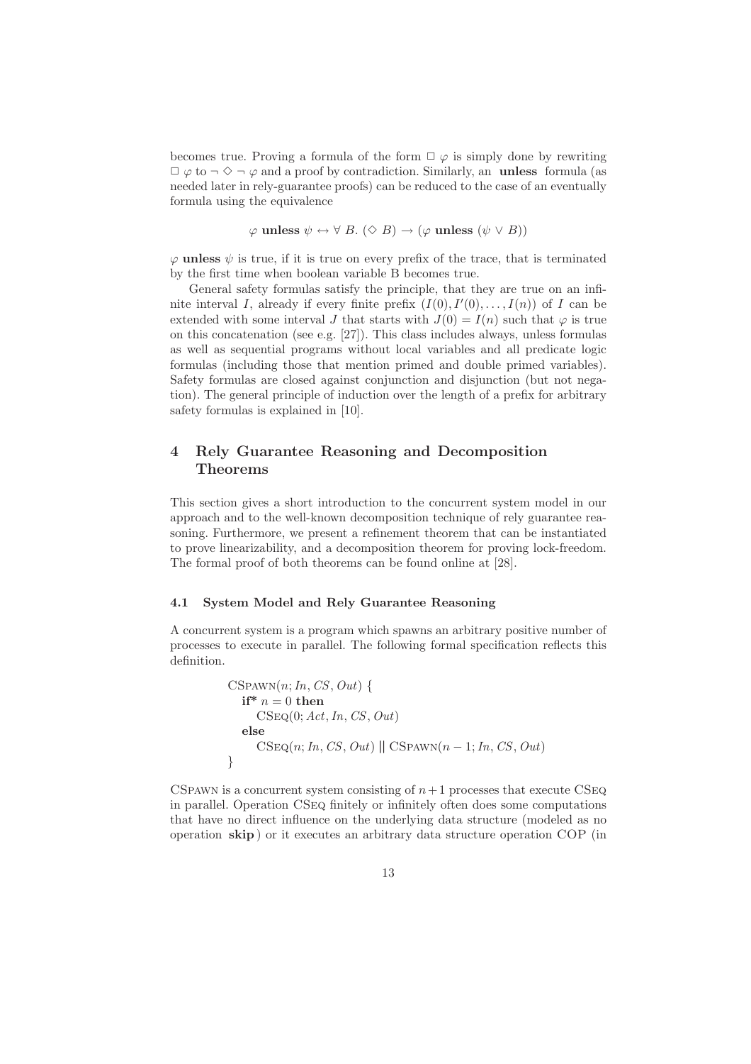becomes true. Proving a formula of the form $\Box\ \varphi$ is simply done by rewriting $\Box\ \varphi$ to $\neg \Diamond \neg\ \varphi$ and a proof by contradiction. Similarly, an **unless** formula (as needed later in rely-guarantee proofs) can be reduced to the case of an eventually formula using the equivalence

$$\varphi\ \textbf{unless}\ \psi \leftrightarrow \forall\ B.\ (\Diamond\ B) \rightarrow (\varphi\ \textbf{unless}\ (\psi \vee B))$$

$\varphi$ **unless** $\psi$ is true, if it is true on every prefix of the trace, that is terminated by the first time when boolean variable B becomes true.

General safety formulas satisfy the principle, that they are true on an infinite interval $I$, already if every finite prefix $(I(0), I'(0), \ldots, I(n))$ of $I$ can be extended with some interval $J$ that starts with $J(0) = I(n)$ such that $\varphi$ is true on this concatenation (see e.g. [27]). This class includes always, unless formulas as well as sequential programs without local variables and all predicate logic formulas (including those that mention primed and double primed variables). Safety formulas are closed against conjunction and disjunction (but not negation). The general principle of induction over the length of a prefix for arbitrary safety formulas is explained in [10].

# 4 Rely Guarantee Reasoning and Decomposition Theorems

This section gives a short introduction to the concurrent system model in our approach and to the well-known decomposition technique of rely guarantee reasoning. Furthermore, we present a refinement theorem that can be instantiated to prove linearizability, and a decomposition theorem for proving lock-freedom. The formal proof of both theorems can be found online at [28].

## 4.1 System Model and Rely Guarantee Reasoning

A concurrent system is a program which spawns an arbitrary positive number of processes to execute in parallel. The following formal specification reflects this definition.

```
CSpawn(n; In, CS, Out) {
   if* n = 0 then
      CSeq(0; Act, In, CS, Out)
   else
      CSeq(n; In, CS, Out) || CSpawn(n − 1; In, CS, Out)
}
```

CSpawn is a concurrent system consisting of $n+1$ processes that execute CSeq in parallel. Operation CSeq finitely or infinitely often does some computations that have no direct influence on the underlying data structure (modeled as no operation **skip**) or it executes an arbitrary data structure operation COP (in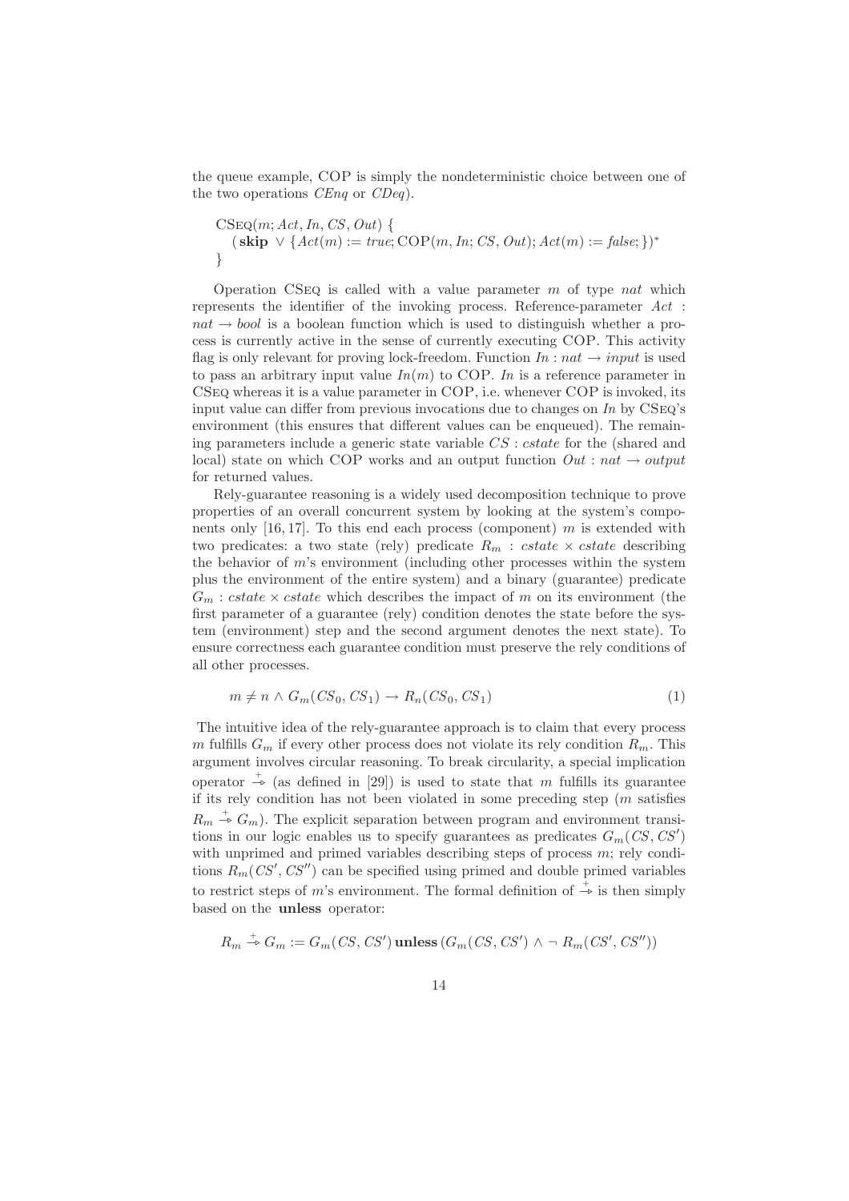the queue example, COP is simply the nondeterministic choice between one of the two operations *CEnq* or *CDeq*).

$$
\begin{array}{l}
\text{CS}{\small\text{EQ}}(m; Act, In, CS, Out)\ \{ \\
\quad (\,\mathbf{skip}\ \vee \{Act(m) := \mathit{true}; \text{COP}(m, In; CS, Out); Act(m) := \mathit{false}; \})^{*} \\
\}
\end{array}
$$

Operation CSeq is called with a value parameter $m$ of type *nat* which represents the identifier of the invoking process. Reference-parameter $Act : nat \rightarrow bool$ is a boolean function which is used to distinguish whether a process is currently active in the sense of currently executing COP. This activity flag is only relevant for proving lock-freedom. Function $In : nat \rightarrow input$ is used to pass an arbitrary input value $In(m)$ to COP. $In$ is a reference parameter in CSeq whereas it is a value parameter in COP, i.e. whenever COP is invoked, its input value can differ from previous invocations due to changes on $In$ by CSeq's environment (this ensures that different values can be enqueued). The remaining parameters include a generic state variable $CS : cstate$ for the (shared and local) state on which COP works and an output function $Out : nat \rightarrow output$ for returned values.

Rely-guarantee reasoning is a widely used decomposition technique to prove properties of an overall concurrent system by looking at the system's components only [16, 17]. To this end each process (component) $m$ is extended with two predicates: a two state (rely) predicate $R_m : cstate \times cstate$ describing the behavior of $m$'s environment (including other processes within the system plus the environment of the entire system) and a binary (guarantee) predicate $G_m : cstate \times cstate$ which describes the impact of $m$ on its environment (the first parameter of a guarantee (rely) condition denotes the state before the system (environment) step and the second argument denotes the next state). To ensure correctness each guarantee condition must preserve the rely conditions of all other processes.

$$
m \neq n \wedge G_m(CS_0, CS_1) \rightarrow R_n(CS_0, CS_1) \tag{1}
$$

The intuitive idea of the rely-guarantee approach is to claim that every process $m$ fulfills $G_m$ if every other process does not violate its rely condition $R_m$. This argument involves circular reasoning. To break circularity, a special implication operator $\overset{+}{\rightarrow}$ (as defined in [29]) is used to state that $m$ fulfills its guarantee if its rely condition has not been violated in some preceding step ($m$ satisfies $R_m \overset{+}{\rightarrow} G_m$). The explicit separation between program and environment transitions in our logic enables us to specify guarantees as predicates $G_m(CS, CS')$ with unprimed and primed variables describing steps of process $m$; rely conditions $R_m(CS', CS'')$ can be specified using primed and double primed variables to restrict steps of $m$'s environment. The formal definition of $\overset{+}{\rightarrow}$ is then simply based on the **unless** operator:

$$
R_m \overset{+}{\rightarrow} G_m := G_m(CS, CS')\ \mathbf{unless}\ (G_m(CS, CS') \wedge \neg\, R_m(CS', CS''))
$$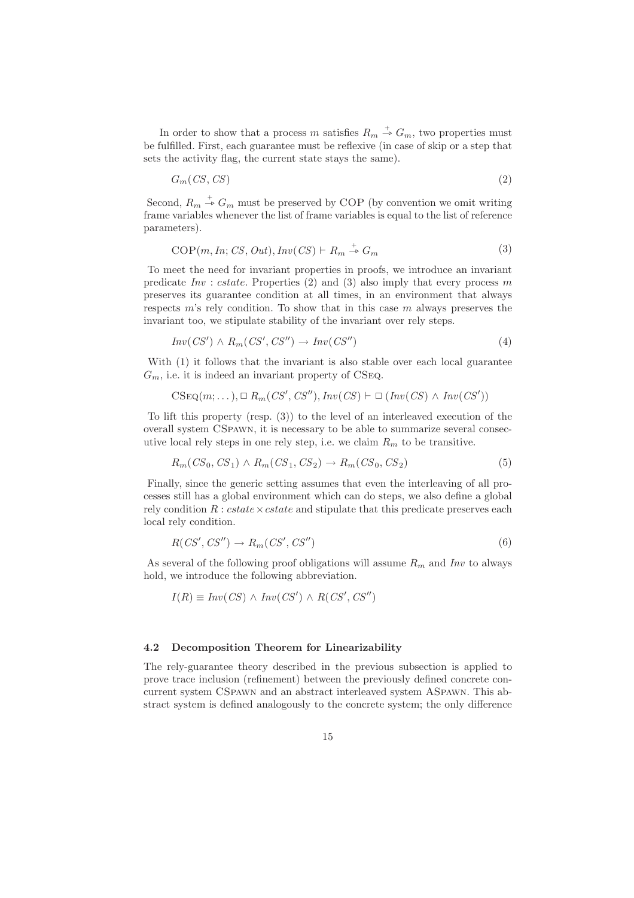In order to show that a process $m$ satisfies $R_m \overset{+}{\twoheadrightarrow} G_m$, two properties must be fulfilled. First, each guarantee must be reflexive (in case of skip or a step that sets the activity flag, the current state stays the same).

$$G_m(CS, CS) \tag{2}$$

Second, $R_m \overset{+}{\twoheadrightarrow} G_m$ must be preserved by COP (by convention we omit writing frame variables whenever the list of frame variables is equal to the list of reference parameters).

$$\text{COP}(m, In; CS, Out), Inv(CS) \vdash R_m \overset{+}{\twoheadrightarrow} G_m \tag{3}$$

To meet the need for invariant properties in proofs, we introduce an invariant predicate $Inv : cstate$. Properties (2) and (3) also imply that every process $m$ preserves its guarantee condition at all times, in an environment that always respects $m$'s rely condition. To show that in this case $m$ always preserves the invariant too, we stipulate stability of the invariant over rely steps.

$$Inv(CS') \wedge R_m(CS', CS'') \rightarrow Inv(CS'') \tag{4}$$

With (1) it follows that the invariant is also stable over each local guarantee $G_m$, i.e. it is indeed an invariant property of CSeq.

$$\text{CSeq}(m; \dots), \Box\, R_m(CS', CS''), Inv(CS) \vdash \Box\, (Inv(CS) \wedge Inv(CS'))$$

To lift this property (resp. (3)) to the level of an interleaved execution of the overall system CSpawn, it is necessary to be able to summarize several consecutive local rely steps in one rely step, i.e. we claim $R_m$ to be transitive.

$$R_m(CS_0, CS_1) \wedge R_m(CS_1, CS_2) \rightarrow R_m(CS_0, CS_2) \tag{5}$$

Finally, since the generic setting assumes that even the interleaving of all processes still has a global environment which can do steps, we also define a global rely condition $R : cstate \times cstate$ and stipulate that this predicate preserves each local rely condition.

$$R(CS', CS'') \rightarrow R_m(CS', CS'') \tag{6}$$

As several of the following proof obligations will assume $R_m$ and $Inv$ to always hold, we introduce the following abbreviation.

$$I(R) \equiv Inv(CS) \wedge Inv(CS') \wedge R(CS', CS'')$$

### 4.2 Decomposition Theorem for Linearizability

The rely-guarantee theory described in the previous subsection is applied to prove trace inclusion (refinement) between the previously defined concrete concurrent system CSpawn and an abstract interleaved system ASpawn. This abstract system is defined analogously to the concrete system; the only difference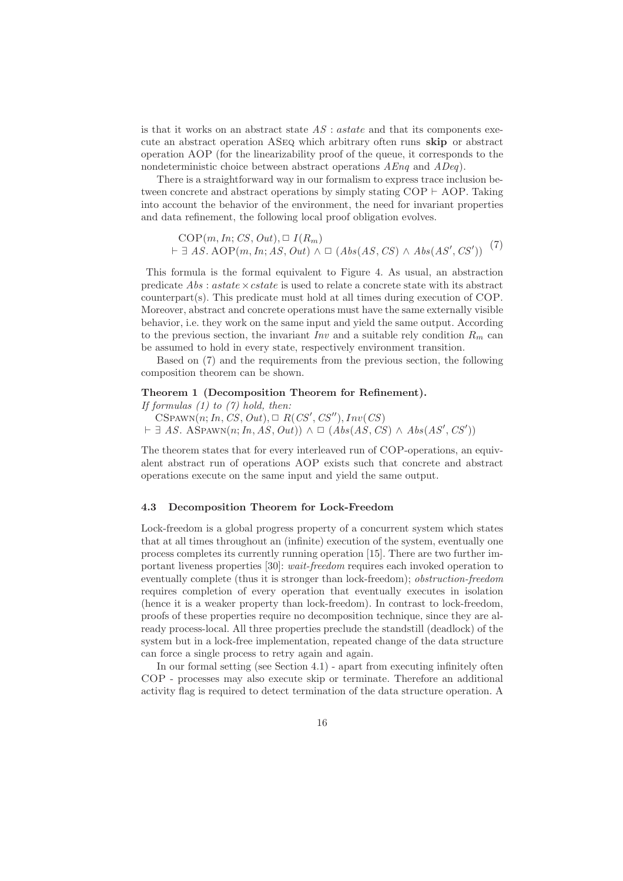is that it works on an abstract state $AS : astate$ and that its components execute an abstract operation ASEQ which arbitrary often runs **skip** or abstract operation AOP (for the linearizability proof of the queue, it corresponds to the nondeterministic choice between abstract operations $AEnq$ and $ADeq$).

There is a straightforward way in our formalism to express trace inclusion between concrete and abstract operations by simply stating $\text{COP} \vdash \text{AOP}$. Taking into account the behavior of the environment, the need for invariant properties and data refinement, the following local proof obligation evolves.

$$\begin{aligned} &\text{COP}(m, In; CS, Out), \Box\ I(R_m) \\ &\vdash \exists\ AS.\ \text{AOP}(m, In; AS, Out) \wedge \Box\ (Abs(AS, CS) \wedge Abs(AS', CS')) \end{aligned} \tag{7}$$

This formula is the formal equivalent to Figure 4. As usual, an abstraction predicate $Abs : astate \times cstate$ is used to relate a concrete state with its abstract counterpart(s). This predicate must hold at all times during execution of COP. Moreover, abstract and concrete operations must have the same externally visible behavior, i.e. they work on the same input and yield the same output. According to the previous section, the invariant $Inv$ and a suitable rely condition $R_m$ can be assumed to hold in every state, respectively environment transition.

Based on (7) and the requirements from the previous section, the following composition theorem can be shown.

**Theorem 1 (Decomposition Theorem for Refinement).**
*If formulas (1) to (7) hold, then:*

$$\begin{aligned} &\text{CSPAWN}(n; In, CS, Out), \Box\ R(CS', CS''), Inv(CS) \\ &\vdash \exists\ AS.\ \text{ASPAWN}(n; In, AS, Out)) \wedge \Box\ (Abs(AS, CS) \wedge Abs(AS', CS')) \end{aligned}$$

The theorem states that for every interleaved run of COP-operations, an equivalent abstract run of operations AOP exists such that concrete and abstract operations execute on the same input and yield the same output.

### 4.3 Decomposition Theorem for Lock-Freedom

Lock-freedom is a global progress property of a concurrent system which states that at all times throughout an (infinite) execution of the system, eventually one process completes its currently running operation [15]. There are two further important liveness properties [30]: *wait-freedom* requires each invoked operation to eventually complete (thus it is stronger than lock-freedom); *obstruction-freedom* requires completion of every operation that eventually executes in isolation (hence it is a weaker property than lock-freedom). In contrast to lock-freedom, proofs of these properties require no decomposition technique, since they are already process-local. All three properties preclude the standstill (deadlock) of the system but in a lock-free implementation, repeated change of the data structure can force a single process to retry again and again.

In our formal setting (see Section 4.1) - apart from executing infinitely often COP - processes may also execute skip or terminate. Therefore an additional activity flag is required to detect termination of the data structure operation. A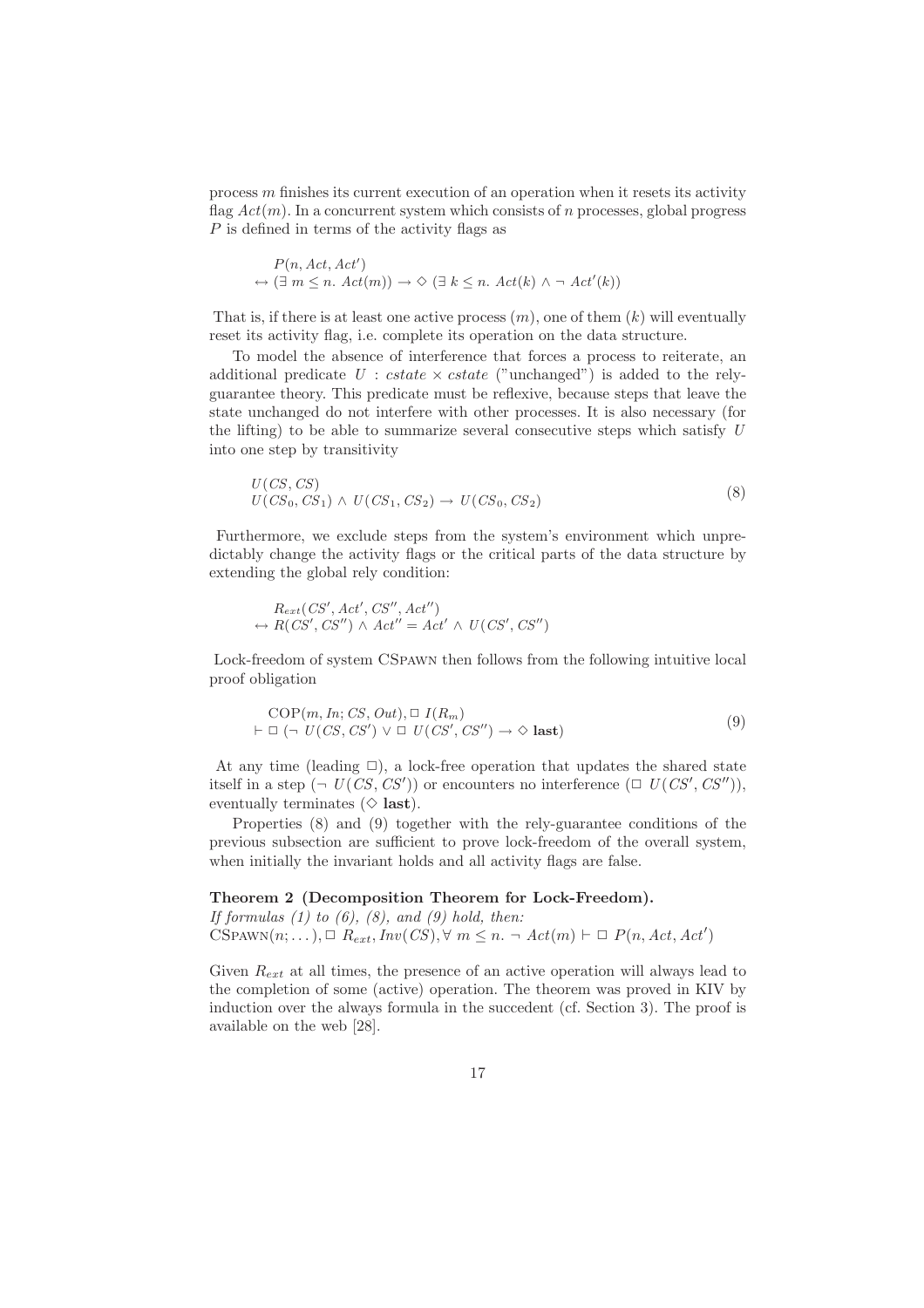process $m$ finishes its current execution of an operation when it resets its activity flag $Act(m)$. In a concurrent system which consists of $n$ processes, global progress $P$ is defined in terms of the activity flags as

$$
\begin{aligned}
& P(n, Act, Act') \\
\leftrightarrow\ & (\exists\ m \leq n.\ Act(m)) \rightarrow \Diamond\ (\exists\ k \leq n.\ Act(k) \wedge \neg\ Act'(k))
\end{aligned}
$$

That is, if there is at least one active process ($m$), one of them ($k$) will eventually reset its activity flag, i.e. complete its operation on the data structure.

To model the absence of interference that forces a process to reiterate, an additional predicate $U : cstate \times cstate$ ("unchanged") is added to the rely-guarantee theory. This predicate must be reflexive, because steps that leave the state unchanged do not interfere with other processes. It is also necessary (for the lifting) to be able to summarize several consecutive steps which satisfy $U$ into one step by transitivity

$$
\begin{aligned}
& U(CS, CS) \\
& U(CS_0, CS_1) \wedge U(CS_1, CS_2) \rightarrow U(CS_0, CS_2)
\end{aligned}
\tag{8}
$$

Furthermore, we exclude steps from the system's environment which unpredictably change the activity flags or the critical parts of the data structure by extending the global rely condition:

$$
\begin{aligned}
& R_{ext}(CS', Act', CS'', Act'') \\
\leftrightarrow\ & R(CS', CS'') \wedge Act'' = Act' \wedge U(CS', CS'')
\end{aligned}
$$

Lock-freedom of system CSpawn then follows from the following intuitive local proof obligation

$$
\begin{aligned}
& \mathrm{COP}(m, In; CS, Out), \Box\ I(R_m) \\
\vdash\ & \Box\ (\neg\ U(CS, CS') \vee \Box\ U(CS', CS'') \rightarrow \Diamond\ \mathbf{last})
\end{aligned}
\tag{9}
$$

At any time (leading $\Box$), a lock-free operation that updates the shared state itself in a step ($\neg\ U(CS, CS')$) or encounters no interference ($\Box\ U(CS', CS'')$), eventually terminates ($\Diamond\ \mathbf{last}$).

Properties (8) and (9) together with the rely-guarantee conditions of the previous subsection are sufficient to prove lock-freedom of the overall system, when initially the invariant holds and all activity flags are false.

**Theorem 2 (Decomposition Theorem for Lock-Freedom).**
*If formulas (1) to (6), (8), and (9) hold, then:*
$\mathrm{CSpawn}(n; \dots), \Box\ R_{ext}, Inv(CS), \forall\ m \leq n.\ \neg\ Act(m) \vdash \Box\ P(n, Act, Act')$

Given $R_{ext}$ at all times, the presence of an active operation will always lead to the completion of some (active) operation. The theorem was proved in KIV by induction over the always formula in the succedent (cf. Section 3). The proof is available on the web [28].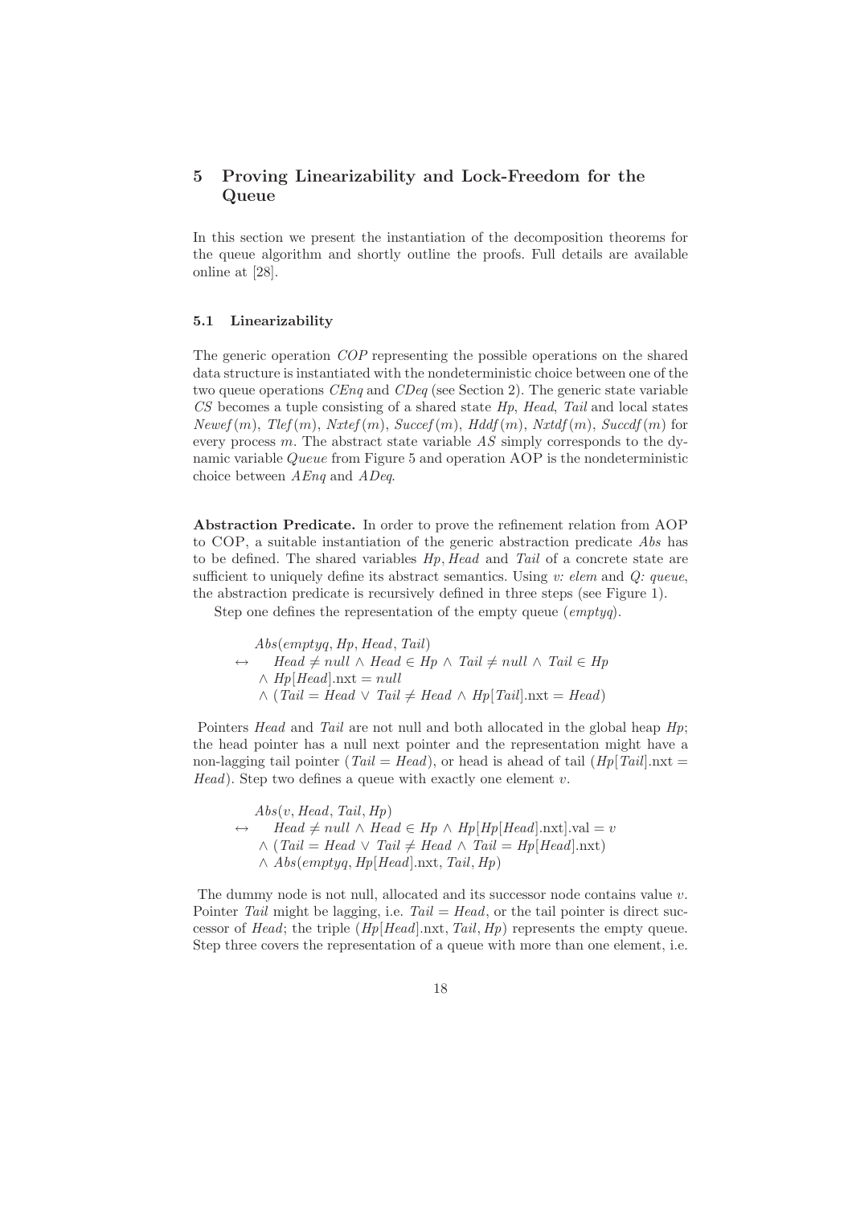## 5 Proving Linearizability and Lock-Freedom for the Queue

In this section we present the instantiation of the decomposition theorems for the queue algorithm and shortly outline the proofs. Full details are available online at [28].

### 5.1 Linearizability

The generic operation *COP* representing the possible operations on the shared data structure is instantiated with the nondeterministic choice between one of the two queue operations *CEnq* and *CDeq* (see Section 2). The generic state variable *CS* becomes a tuple consisting of a shared state *Hp*, *Head*, *Tail* and local states $Newef(m)$, $Tlef(m)$, $Nxtef(m)$, $Succef(m)$, $Hddf(m)$, $Nxtdf(m)$, $Succdf(m)$ for every process $m$. The abstract state variable *AS* simply corresponds to the dynamic variable *Queue* from Figure 5 and operation AOP is the nondeterministic choice between *AEnq* and *ADeq*.

**Abstraction Predicate.** In order to prove the refinement relation from AOP to COP, a suitable instantiation of the generic abstraction predicate *Abs* has to be defined. The shared variables *Hp*, *Head* and *Tail* of a concrete state are sufficient to uniquely define its abstract semantics. Using *v: elem* and *Q: queue*, the abstraction predicate is recursively defined in three steps (see Figure 1).

Step one defines the representation of the empty queue (*emptyq*).

$$
\begin{aligned}
& Abs(emptyq, Hp, Head, Tail) \\
\leftrightarrow \quad & Head \neq null \wedge Head \in Hp \wedge Tail \neq null \wedge Tail \in Hp \\
& \wedge Hp[Head].\mathrm{nxt} = null \\
& \wedge (Tail = Head \vee Tail \neq Head \wedge Hp[Tail].\mathrm{nxt} = Head)
\end{aligned}
$$

Pointers *Head* and *Tail* are not null and both allocated in the global heap *Hp*; the head pointer has a null next pointer and the representation might have a non-lagging tail pointer ($Tail = Head$), or head is ahead of tail ($Hp[Tail].\mathrm{nxt} = Head$). Step two defines a queue with exactly one element $v$.

$$
\begin{aligned}
& Abs(v, Head, Tail, Hp) \\
\leftrightarrow \quad & Head \neq null \wedge Head \in Hp \wedge Hp[Hp[Head].\mathrm{nxt}].\mathrm{val} = v \\
& \wedge (Tail = Head \vee Tail \neq Head \wedge Tail = Hp[Head].\mathrm{nxt}) \\
& \wedge Abs(emptyq, Hp[Head].\mathrm{nxt}, Tail, Hp)
\end{aligned}
$$

The dummy node is not null, allocated and its successor node contains value $v$. Pointer *Tail* might be lagging, i.e. $Tail = Head$, or the tail pointer is direct successor of *Head*; the triple ($Hp[Head].\mathrm{nxt}$, $Tail$, $Hp$) represents the empty queue. Step three covers the representation of a queue with more than one element, i.e.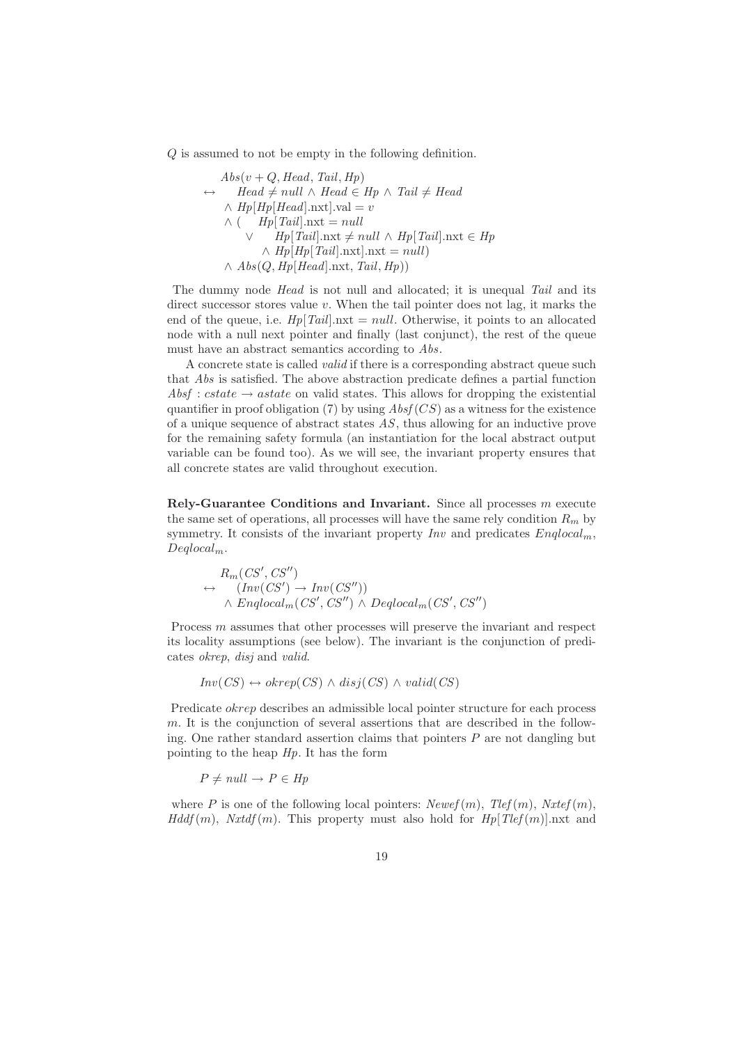$Q$ is assumed to not be empty in the following definition.

$$
\begin{array}{ll}
 & Abs(v + Q, Head, Tail, Hp) \\
\leftrightarrow & Head \neq null \wedge Head \in Hp \wedge Tail \neq Head \\
 & \wedge\ Hp[Hp[Head].\text{nxt}].\text{val} = v \\
 & \wedge\ (\quad Hp[Tail].\text{nxt} = null \\
 & \quad\ \ \vee \quad Hp[Tail].\text{nxt} \neq null \wedge Hp[Tail].\text{nxt} \in Hp \\
 & \qquad\quad \wedge\ Hp[Hp[Tail].\text{nxt}].\text{nxt} = null) \\
 & \wedge\ Abs(Q, Hp[Head].\text{nxt}, Tail, Hp))
\end{array}
$$

The dummy node *Head* is not null and allocated; it is unequal *Tail* and its direct successor stores value $v$. When the tail pointer does not lag, it marks the end of the queue, i.e. $Hp[Tail].\text{nxt} = null$. Otherwise, it points to an allocated node with a null next pointer and finally (last conjunct), the rest of the queue must have an abstract semantics according to *Abs*.

A concrete state is called *valid* if there is a corresponding abstract queue such that *Abs* is satisfied. The above abstraction predicate defines a partial function $Absf : cstate \rightarrow astate$ on valid states. This allows for dropping the existential quantifier in proof obligation (7) by using $Absf(CS)$ as a witness for the existence of a unique sequence of abstract states $AS$, thus allowing for an inductive prove for the remaining safety formula (an instantiation for the local abstract output variable can be found too). As we will see, the invariant property ensures that all concrete states are valid throughout execution.

**Rely-Guarantee Conditions and Invariant.** Since all processes $m$ execute the same set of operations, all processes will have the same rely condition $R_m$ by symmetry. It consists of the invariant property *Inv* and predicates $Enqlocal_m$, $Deqlocal_m$.

$$
\begin{array}{ll}
 & R_m(CS', CS'') \\
\leftrightarrow & (Inv(CS') \rightarrow Inv(CS'')) \\
 & \wedge\ Enqlocal_m(CS', CS'') \wedge Deqlocal_m(CS', CS'')
\end{array}
$$

Process $m$ assumes that other processes will preserve the invariant and respect its locality assumptions (see below). The invariant is the conjunction of predicates *okrep*, *disj* and *valid*.

$$Inv(CS) \leftrightarrow okrep(CS) \wedge disj(CS) \wedge valid(CS)$$

Predicate *okrep* describes an admissible local pointer structure for each process $m$. It is the conjunction of several assertions that are described in the following. One rather standard assertion claims that pointers $P$ are not dangling but pointing to the heap $Hp$. It has the form

$$P \neq null \rightarrow P \in Hp$$

where $P$ is one of the following local pointers: $Newef(m)$, $Tlef(m)$, $Nxtef(m)$, $Hddf(m)$, $Nxtdf(m)$. This property must also hold for $Hp[Tlef(m)].\text{nxt}$ and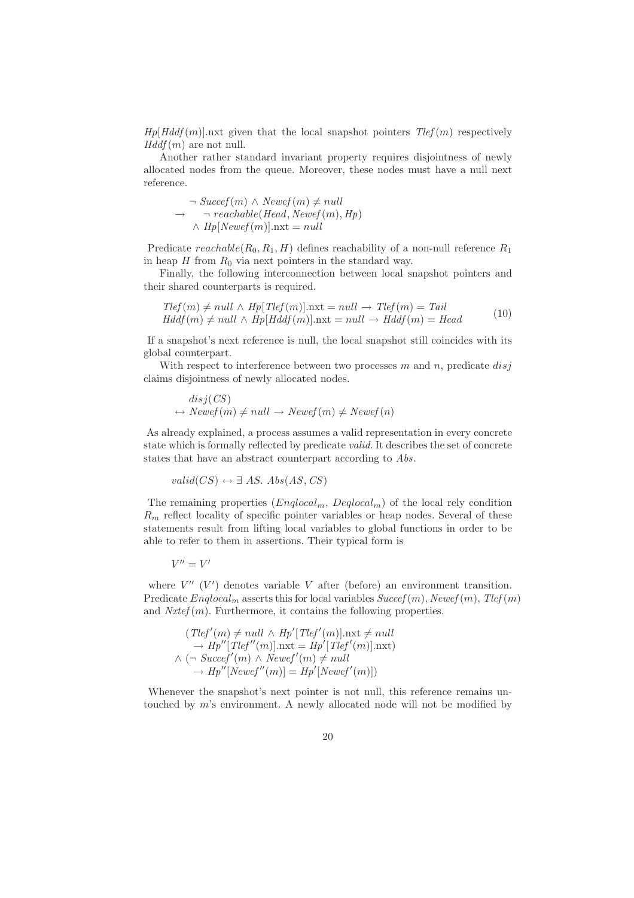$Hp[Hddf(m)]$.nxt given that the local snapshot pointers $Tlef(m)$ respectively $Hddf(m)$ are not null.

Another rather standard invariant property requires disjointness of newly allocated nodes from the queue. Moreover, these nodes must have a null next reference.

$$
\begin{aligned}
& \neg\, Succef(m) \wedge Newef(m) \neq null \\
\rightarrow \quad & \neg\, reachable(Head, Newef(m), Hp) \\
& \wedge\, Hp[Newef(m)].\mathrm{nxt} = null
\end{aligned}
$$

Predicate $reachable(R_0, R_1, H)$ defines reachability of a non-null reference $R_1$ in heap $H$ from $R_0$ via next pointers in the standard way.

Finally, the following interconnection between local snapshot pointers and their shared counterparts is required.

$$
\begin{aligned}
& Tlef(m) \neq null \wedge Hp[Tlef(m)].\mathrm{nxt} = null \rightarrow Tlef(m) = Tail \\
& Hddf(m) \neq null \wedge Hp[Hddf(m)].\mathrm{nxt} = null \rightarrow Hddf(m) = Head
\end{aligned} \tag{10}
$$

If a snapshot's next reference is null, the local snapshot still coincides with its global counterpart.

With respect to interference between two processes $m$ and $n$, predicate $disj$ claims disjointness of newly allocated nodes.

$$
\begin{aligned}
& disj(CS) \\
\leftrightarrow\ & Newef(m) \neq null \rightarrow Newef(m) \neq Newef(n)
\end{aligned}
$$

As already explained, a process assumes a valid representation in every concrete state which is formally reflected by predicate $valid$. It describes the set of concrete states that have an abstract counterpart according to $Abs$.

$$
valid(CS) \leftrightarrow \exists\, AS.\ Abs(AS, CS)
$$

The remaining properties ($Enqlocal_m$, $Deqlocal_m$) of the local rely condition $R_m$ reflect locality of specific pointer variables or heap nodes. Several of these statements result from lifting local variables to global functions in order to be able to refer to them in assertions. Their typical form is

$$
V'' = V'
$$

where $V''$ ($V'$) denotes variable $V$ after (before) an environment transition. Predicate $Enqlocal_m$ asserts this for local variables $Succef(m)$, $Newef(m)$, $Tlef(m)$ and $Nxtef(m)$. Furthermore, it contains the following properties.

$$
\begin{aligned}
& (Tlef'(m) \neq null \wedge Hp'[Tlef'(m)].\mathrm{nxt} \neq null \\
& \quad \rightarrow Hp''[Tlef''(m)].\mathrm{nxt} = Hp'[Tlef'(m)].\mathrm{nxt}) \\
\wedge\ & (\neg\, Succef'(m) \wedge Newef'(m) \neq null \\
& \quad \rightarrow Hp''[Newef''(m)] = Hp'[Newef'(m)])
\end{aligned}
$$

Whenever the snapshot's next pointer is not null, this reference remains untouched by $m$'s environment. A newly allocated node will not be modified by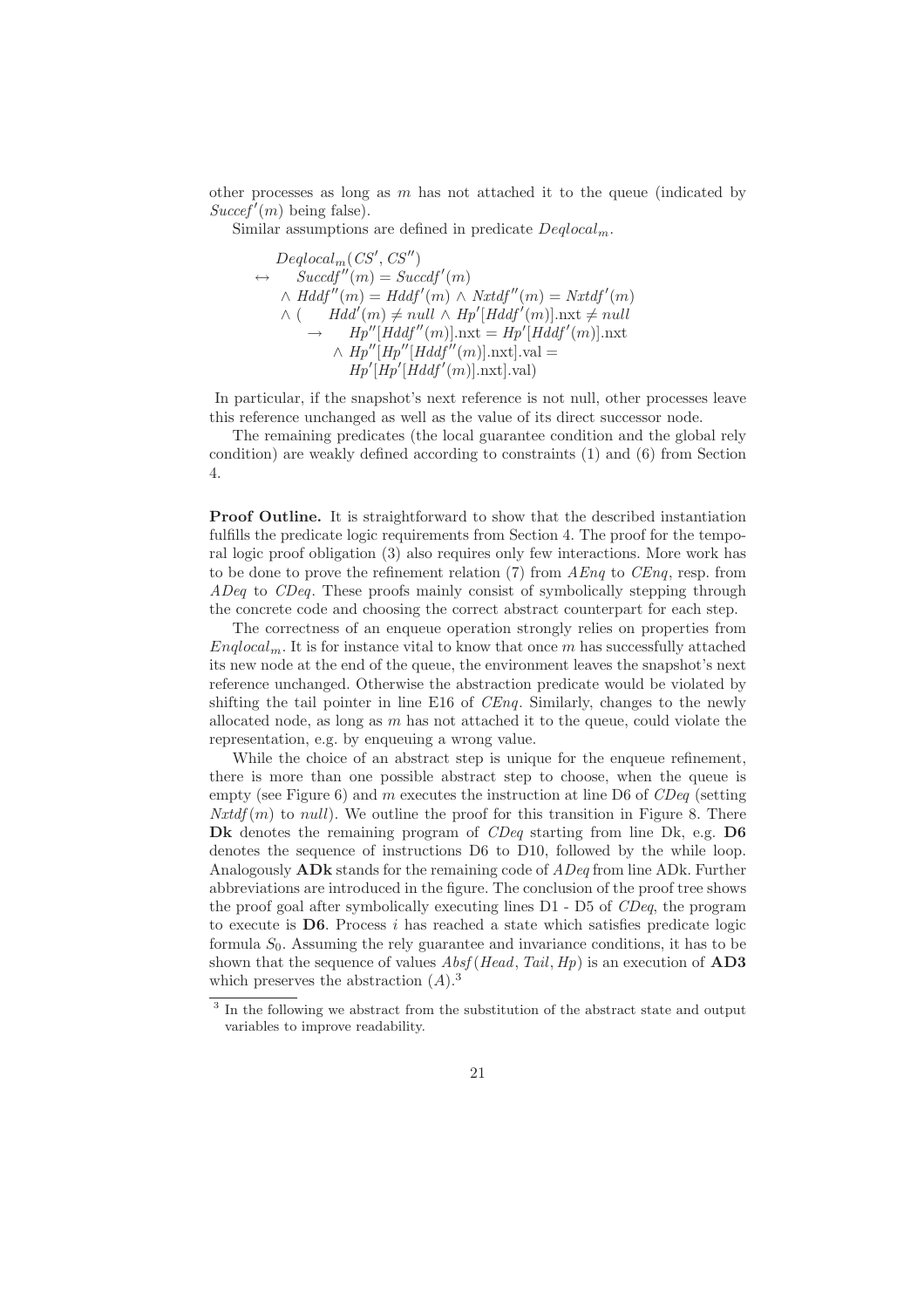other processes as long as $m$ has not attached it to the queue (indicated by $Succef'(m)$ being false).

Similar assumptions are defined in predicate $Deqlocal_m$.

$$
\begin{array}{ll}
& Deqlocal_m(CS', CS'') \\
\leftrightarrow & \quad Succdf''(m) = Succdf'(m) \\
& \wedge\ Hddf''(m) = Hddf'(m) \wedge Nxtdf''(m) = Nxtdf'(m) \\
& \wedge\ ( \quad Hdd'(m) \neq null \wedge Hp'[Hddf'(m)].\text{nxt} \neq null \\
& \quad \rightarrow \quad Hp''[Hddf''(m)].\text{nxt} = Hp'[Hddf'(m)].\text{nxt} \\
& \qquad \wedge\ Hp''[Hp''[Hddf''(m)].\text{nxt}].\text{val} = \\
& \qquad\quad Hp'[Hp'[Hddf'(m)].\text{nxt}].\text{val})
\end{array}
$$

In particular, if the snapshot's next reference is not null, other processes leave this reference unchanged as well as the value of its direct successor node.

The remaining predicates (the local guarantee condition and the global rely condition) are weakly defined according to constraints (1) and (6) from Section 4.

**Proof Outline.** It is straightforward to show that the described instantiation fulfills the predicate logic requirements from Section 4. The proof for the temporal logic proof obligation (3) also requires only few interactions. More work has to be done to prove the refinement relation (7) from *AEnq* to *CEnq*, resp. from *ADeq* to *CDeq*. These proofs mainly consist of symbolically stepping through the concrete code and choosing the correct abstract counterpart for each step.

The correctness of an enqueue operation strongly relies on properties from $Enqlocal_m$. It is for instance vital to know that once $m$ has successfully attached its new node at the end of the queue, the environment leaves the snapshot's next reference unchanged. Otherwise the abstraction predicate would be violated by shifting the tail pointer in line E16 of *CEnq*. Similarly, changes to the newly allocated node, as long as $m$ has not attached it to the queue, could violate the representation, e.g. by enqueuing a wrong value.

While the choice of an abstract step is unique for the enqueue refinement, there is more than one possible abstract step to choose, when the queue is empty (see Figure 6) and $m$ executes the instruction at line D6 of *CDeq* (setting $Nxtdf(m)$ to $null$). We outline the proof for this transition in Figure 8. There **Dk** denotes the remaining program of *CDeq* starting from line Dk, e.g. **D6** denotes the sequence of instructions D6 to D10, followed by the while loop. Analogously **ADk** stands for the remaining code of *ADeq* from line ADk. Further abbreviations are introduced in the figure. The conclusion of the proof tree shows the proof goal after symbolically executing lines D1 - D5 of *CDeq*, the program to execute is **D6**. Process $i$ has reached a state which satisfies predicate logic formula $S_0$. Assuming the rely guarantee and invariance conditions, it has to be shown that the sequence of values $Absf(Head, Tail, Hp)$ is an execution of **AD3** which preserves the abstraction $(A)$.[3]

[3] In the following we abstract from the substitution of the abstract state and output variables to improve readability.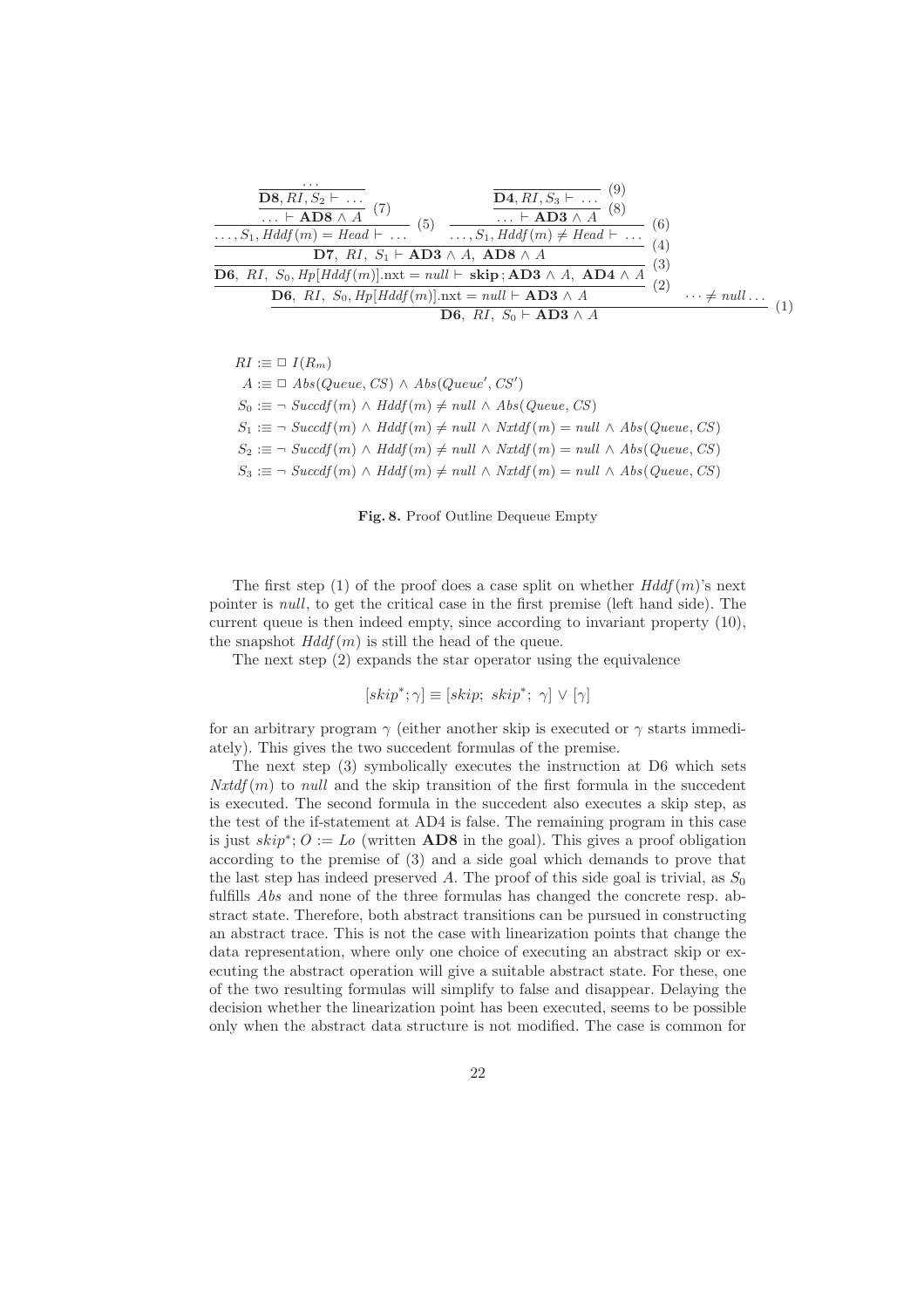$$
\dfrac{
  \dfrac{
    \dfrac{
      \dfrac{
        \dfrac{\dfrac{\dots}{\mathbf{D8}, RI, S_2 \vdash \dots}}{\dots \vdash \mathbf{AD8} \wedge A}\;(7)
      }{\dots, S_1, Hddf(m) = Head \vdash \dots}\;(5)
      \qquad
      \dfrac{
        \dfrac{\dfrac{}{\mathbf{D4}, RI, S_3 \vdash \dots}\;(9)}{\dots \vdash \mathbf{AD3} \wedge A}\;(8)
      }{\dots, S_1, Hddf(m) \neq Head \vdash \dots}\;(6)
    }{\mathbf{D7},\ RI,\ S_1 \vdash \mathbf{AD3} \wedge A,\ \mathbf{AD8} \wedge A}\;(4)
  }{\mathbf{D6},\ RI,\ S_0, Hp[Hddf(m)].\text{nxt} = null \vdash \mathbf{skip}\,; \mathbf{AD3} \wedge A,\ \mathbf{AD4} \wedge A}\;(3)
}{\dfrac{\mathbf{D6},\ RI,\ S_0, Hp[Hddf(m)].\text{nxt} = null \vdash \mathbf{AD3} \wedge A}{}\;(2)
\qquad \dots \neq null \dots}
\;\Big/\; \mathbf{D6},\ RI,\ S_0 \vdash \mathbf{AD3} \wedge A \;(1)
$$

$RI :\equiv \Box\ I(R_m)$

$A :\equiv \Box\ Abs(Queue, CS) \wedge Abs(Queue', CS')$

$S_0 :\equiv \neg\ Succdf(m) \wedge Hddf(m) \neq null \wedge Abs(Queue, CS)$

$S_1 :\equiv \neg\ Succdf(m) \wedge Hddf(m) \neq null \wedge Nxtdf(m) = null \wedge Abs(Queue, CS)$

$S_2 :\equiv \neg\ Succdf(m) \wedge Hddf(m) \neq null \wedge Nxtdf(m) = null \wedge Abs(Queue, CS)$

$S_3 :\equiv \neg\ Succdf(m) \wedge Hddf(m) \neq null \wedge Nxtdf(m) = null \wedge Abs(Queue, CS)$

**Fig. 8.** Proof Outline Dequeue Empty

The first step (1) of the proof does a case split on whether $Hddf(m)$'s next pointer is *null*, to get the critical case in the first premise (left hand side). The current queue is then indeed empty, since according to invariant property (10), the snapshot $Hddf(m)$ is still the head of the queue.

The next step (2) expands the star operator using the equivalence

$$[skip^*; \gamma] \equiv [skip;\ skip^*;\ \gamma] \vee [\gamma]$$

for an arbitrary program $\gamma$ (either another skip is executed or $\gamma$ starts immediately). This gives the two succedent formulas of the premise.

The next step (3) symbolically executes the instruction at D6 which sets $Nxtdf(m)$ to *null* and the skip transition of the first formula in the succedent is executed. The second formula in the succedent also executes a skip step, as the test of the if-statement at AD4 is false. The remaining program in this case is just $skip^*; O := Lo$ (written **AD8** in the goal). This gives a proof obligation according to the premise of (3) and a side goal which demands to prove that the last step has indeed preserved $A$. The proof of this side goal is trivial, as $S_0$ fulfills *Abs* and none of the three formulas has changed the concrete resp. abstract state. Therefore, both abstract transitions can be pursued in constructing an abstract trace. This is not the case with linearization points that change the data representation, where only one choice of executing an abstract skip or executing the abstract operation will give a suitable abstract state. For these, one of the two resulting formulas will simplify to false and disappear. Delaying the decision whether the linearization point has been executed, seems to be possible only when the abstract data structure is not modified. The case is common for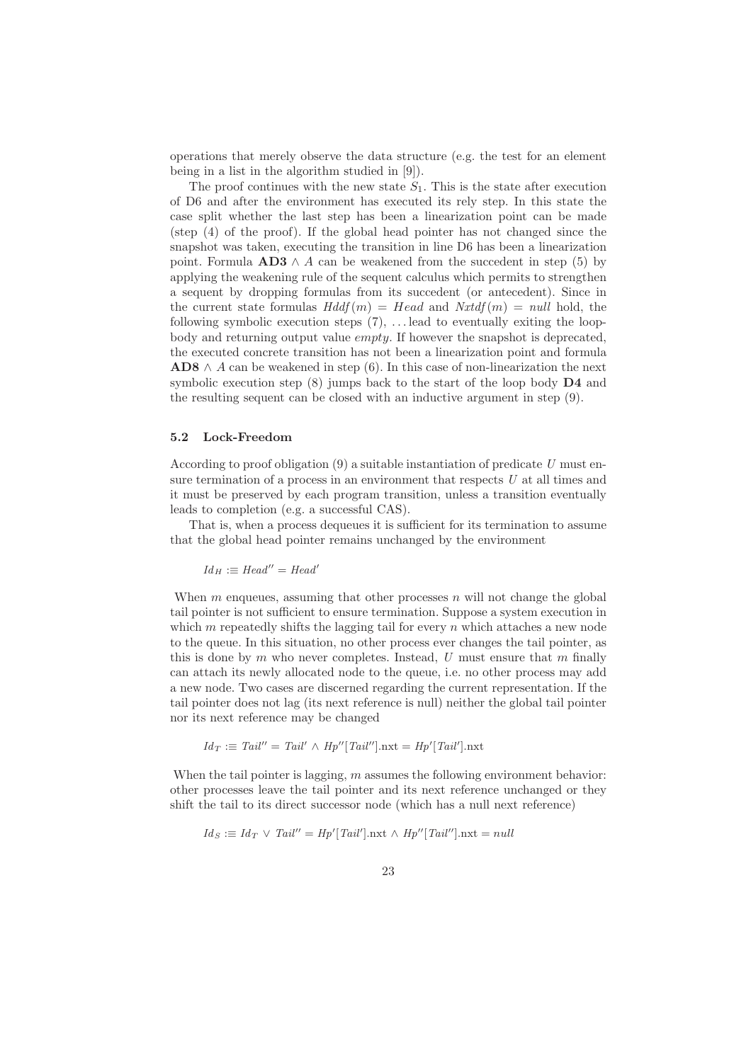operations that merely observe the data structure (e.g. the test for an element being in a list in the algorithm studied in [9]).

The proof continues with the new state $S_1$. This is the state after execution of D6 and after the environment has executed its rely step. In this state the case split whether the last step has been a linearization point can be made (step (4) of the proof). If the global head pointer has not changed since the snapshot was taken, executing the transition in line D6 has been a linearization point. Formula $\mathbf{AD3} \wedge A$ can be weakened from the succedent in step (5) by applying the weakening rule of the sequent calculus which permits to strengthen a sequent by dropping formulas from its succedent (or antecedent). Since in the current state formulas $Hddf(m) = Head$ and $Nxtdf(m) = null$ hold, the following symbolic execution steps (7), ... lead to eventually exiting the loop-body and returning output value *empty*. If however the snapshot is deprecated, the executed concrete transition has not been a linearization point and formula $\mathbf{AD8} \wedge A$ can be weakened in step (6). In this case of non-linearization the next symbolic execution step (8) jumps back to the start of the loop body **D4** and the resulting sequent can be closed with an inductive argument in step (9).

### 5.2 Lock-Freedom

According to proof obligation (9) a suitable instantiation of predicate $U$ must ensure termination of a process in an environment that respects $U$ at all times and it must be preserved by each program transition, unless a transition eventually leads to completion (e.g. a successful CAS).

That is, when a process dequeues it is sufficient for its termination to assume that the global head pointer remains unchanged by the environment

$$Id_H :\equiv Head'' = Head'$$

When $m$ enqueues, assuming that other processes $n$ will not change the global tail pointer is not sufficient to ensure termination. Suppose a system execution in which $m$ repeatedly shifts the lagging tail for every $n$ which attaches a new node to the queue. In this situation, no other process ever changes the tail pointer, as this is done by $m$ who never completes. Instead, $U$ must ensure that $m$ finally can attach its newly allocated node to the queue, i.e. no other process may add a new node. Two cases are discerned regarding the current representation. If the tail pointer does not lag (its next reference is null) neither the global tail pointer nor its next reference may be changed

$$Id_T :\equiv Tail'' = Tail' \wedge Hp''[Tail''].\mathrm{nxt} = Hp'[Tail'].\mathrm{nxt}$$

When the tail pointer is lagging, $m$ assumes the following environment behavior: other processes leave the tail pointer and its next reference unchanged or they shift the tail to its direct successor node (which has a null next reference)

$$Id_S :\equiv Id_T \vee Tail'' = Hp'[Tail'].\mathrm{nxt} \wedge Hp''[Tail''].\mathrm{nxt} = null$$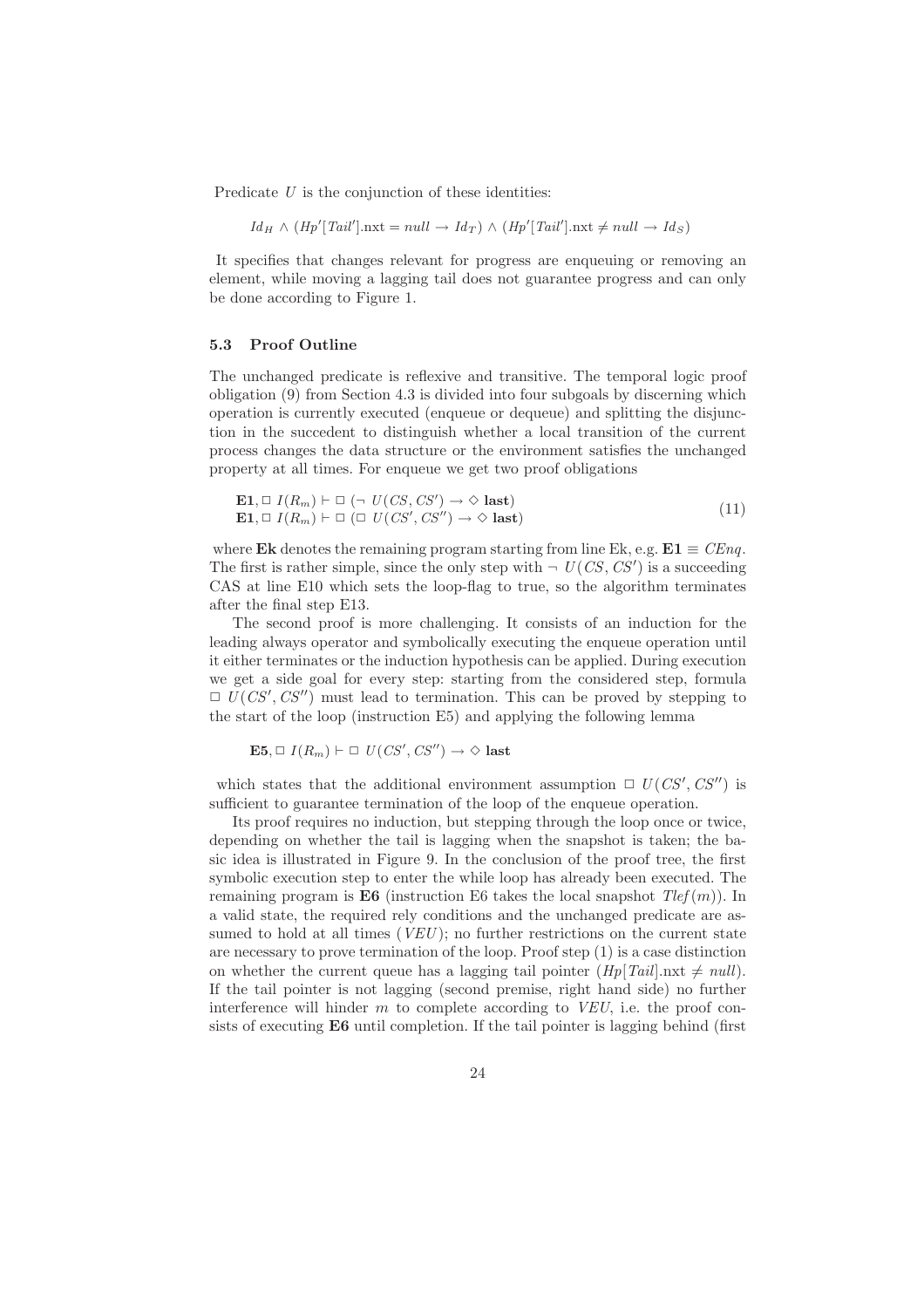Predicate $U$ is the conjunction of these identities:

$$Id_H \wedge (Hp'[Tail'].\text{nxt} = null \rightarrow Id_T) \wedge (Hp'[Tail'].\text{nxt} \neq null \rightarrow Id_S)$$

It specifies that changes relevant for progress are enqueuing or removing an element, while moving a lagging tail does not guarantee progress and can only be done according to Figure 1.

### 5.3 Proof Outline

The unchanged predicate is reflexive and transitive. The temporal logic proof obligation (9) from Section 4.3 is divided into four subgoals by discerning which operation is currently executed (enqueue or dequeue) and splitting the disjunction in the succedent to distinguish whether a local transition of the current process changes the data structure or the environment satisfies the unchanged property at all times. For enqueue we get two proof obligations

$$\begin{array}{l} \mathbf{E1}, \Box\ I(R_m) \vdash \Box\ (\neg\ U(CS, CS') \rightarrow \Diamond\ \mathbf{last}) \\ \mathbf{E1}, \Box\ I(R_m) \vdash \Box\ (\Box\ U(CS', CS'') \rightarrow \Diamond\ \mathbf{last}) \end{array} \tag{11}$$

where **Ek** denotes the remaining program starting from line Ek, e.g. $\mathbf{E1} \equiv CEnq$. The first is rather simple, since the only step with $\neg\ U(CS, CS')$ is a succeeding CAS at line E10 which sets the loop-flag to true, so the algorithm terminates after the final step E13.

The second proof is more challenging. It consists of an induction for the leading always operator and symbolically executing the enqueue operation until it either terminates or the induction hypothesis can be applied. During execution we get a side goal for every step: starting from the considered step, formula $\Box\ U(CS', CS'')$ must lead to termination. This can be proved by stepping to the start of the loop (instruction E5) and applying the following lemma

$$\mathbf{E5}, \Box\ I(R_m) \vdash \Box\ U(CS', CS'') \rightarrow \Diamond\ \mathbf{last}$$

which states that the additional environment assumption $\Box\ U(CS', CS'')$ is sufficient to guarantee termination of the loop of the enqueue operation.

Its proof requires no induction, but stepping through the loop once or twice, depending on whether the tail is lagging when the snapshot is taken; the basic idea is illustrated in Figure 9. In the conclusion of the proof tree, the first symbolic execution step to enter the while loop has already been executed. The remaining program is **E6** (instruction E6 takes the local snapshot $Tlef(m)$). In a valid state, the required rely conditions and the unchanged predicate are assumed to hold at all times ($VEU$); no further restrictions on the current state are necessary to prove termination of the loop. Proof step (1) is a case distinction on whether the current queue has a lagging tail pointer ($Hp[Tail].\text{nxt} \neq null$). If the tail pointer is not lagging (second premise, right hand side) no further interference will hinder $m$ to complete according to $VEU$, i.e. the proof consists of executing **E6** until completion. If the tail pointer is lagging behind (first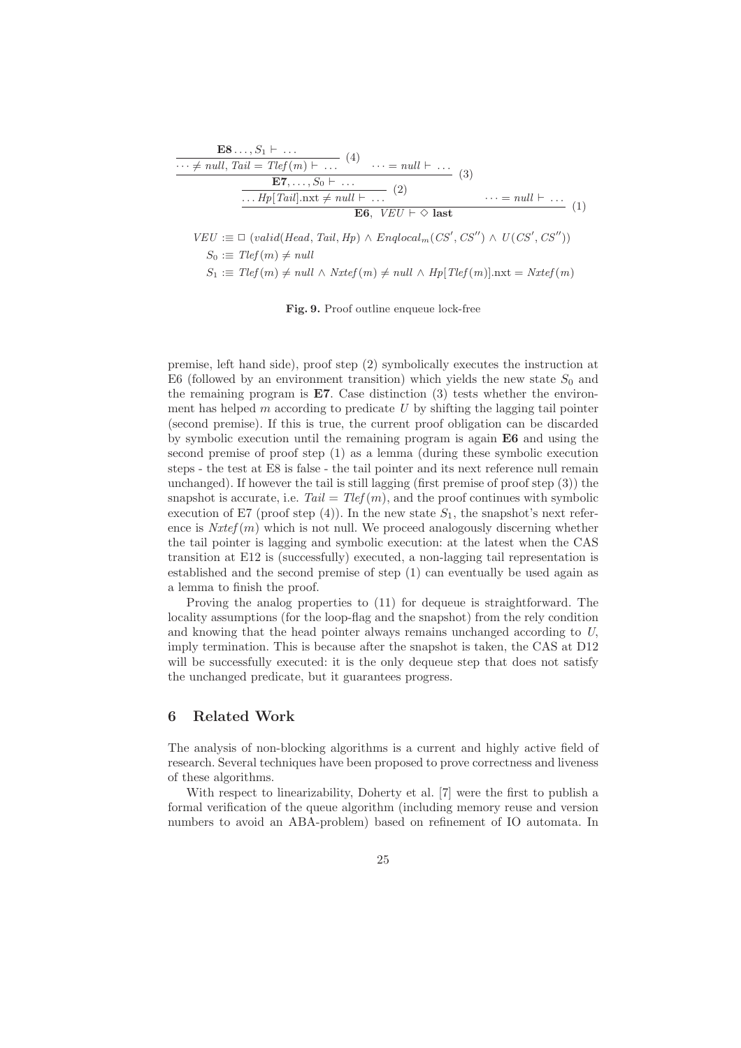$$\cfrac{\cfrac{\cfrac{\mathbf{E8}\ldots, S_1 \vdash \ \ldots}{\cdots \neq null,\ Tail = Tlef(m) \vdash \ \ldots}\ (4) \qquad \cdots = null \vdash \ \ldots}{\cfrac{\mathbf{E7}, \ldots, S_0 \vdash \ \ldots}{\ldots Hp[Tail].\text{nxt} \neq null \vdash \ \ldots}\ (2)}\ (3) \qquad \cdots = null \vdash \ \ldots}{\mathbf{E6},\ VEU \vdash \Diamond\, \mathbf{last}}\ (1)$$

$$VEU :\equiv \Box\ (valid(Head, Tail, Hp) \wedge Enqlocal_m(CS', CS'') \wedge U(CS', CS''))$$

$$S_0 :\equiv Tlef(m) \neq null$$

$$S_1 :\equiv Tlef(m) \neq null \wedge Nxtef(m) \neq null \wedge Hp[Tlef(m)].\text{nxt} = Nxtef(m)$$

**Fig. 9.** Proof outline enqueue lock-free

premise, left hand side), proof step (2) symbolically executes the instruction at E6 (followed by an environment transition) which yields the new state $S_0$ and the remaining program is **E7**. Case distinction (3) tests whether the environment has helped $m$ according to predicate $U$ by shifting the lagging tail pointer (second premise). If this is true, the current proof obligation can be discarded by symbolic execution until the remaining program is again **E6** and using the second premise of proof step (1) as a lemma (during these symbolic execution steps - the test at E8 is false - the tail pointer and its next reference null remain unchanged). If however the tail is still lagging (first premise of proof step (3)) the snapshot is accurate, i.e. $Tail = Tlef(m)$, and the proof continues with symbolic execution of E7 (proof step (4)). In the new state $S_1$, the snapshot's next reference is $Nxtef(m)$ which is not null. We proceed analogously discerning whether the tail pointer is lagging and symbolic execution: at the latest when the CAS transition at E12 is (successfully) executed, a non-lagging tail representation is established and the second premise of step (1) can eventually be used again as a lemma to finish the proof.

Proving the analog properties to (11) for dequeue is straightforward. The locality assumptions (for the loop-flag and the snapshot) from the rely condition and knowing that the head pointer always remains unchanged according to $U$, imply termination. This is because after the snapshot is taken, the CAS at D12 will be successfully executed: it is the only dequeue step that does not satisfy the unchanged predicate, but it guarantees progress.

## 6 Related Work

The analysis of non-blocking algorithms is a current and highly active field of research. Several techniques have been proposed to prove correctness and liveness of these algorithms.

With respect to linearizability, Doherty et al. [7] were the first to publish a formal verification of the queue algorithm (including memory reuse and version numbers to avoid an ABA-problem) based on refinement of IO automata. In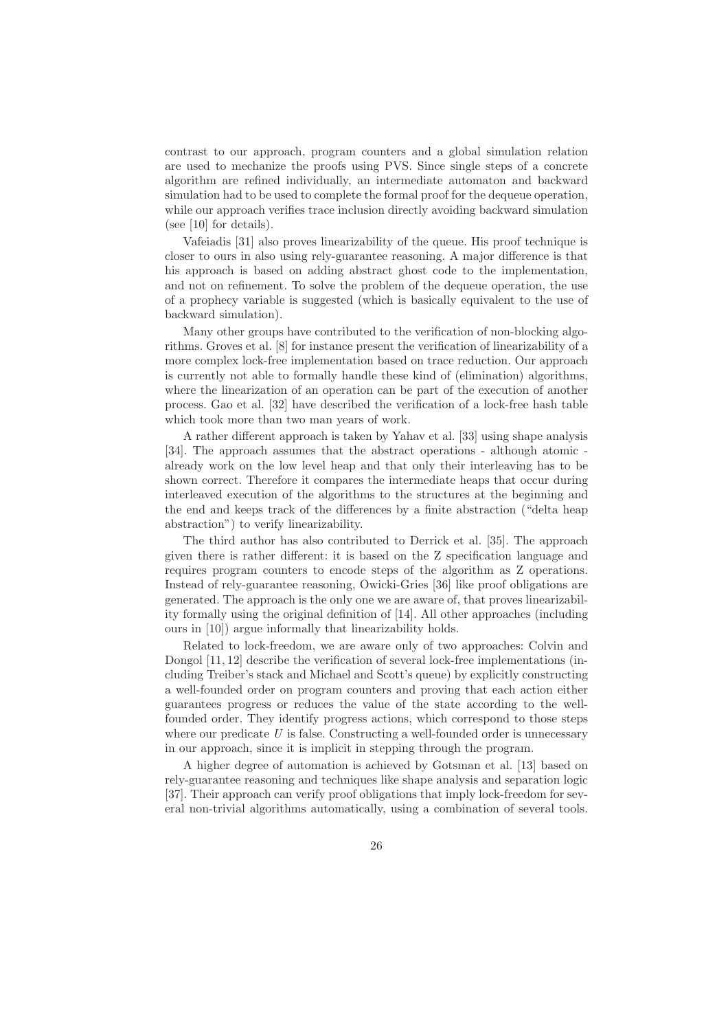contrast to our approach, program counters and a global simulation relation are used to mechanize the proofs using PVS. Since single steps of a concrete algorithm are refined individually, an intermediate automaton and backward simulation had to be used to complete the formal proof for the dequeue operation, while our approach verifies trace inclusion directly avoiding backward simulation (see [10] for details).

Vafeiadis [31] also proves linearizability of the queue. His proof technique is closer to ours in also using rely-guarantee reasoning. A major difference is that his approach is based on adding abstract ghost code to the implementation, and not on refinement. To solve the problem of the dequeue operation, the use of a prophecy variable is suggested (which is basically equivalent to the use of backward simulation).

Many other groups have contributed to the verification of non-blocking algorithms. Groves et al. [8] for instance present the verification of linearizability of a more complex lock-free implementation based on trace reduction. Our approach is currently not able to formally handle these kind of (elimination) algorithms, where the linearization of an operation can be part of the execution of another process. Gao et al. [32] have described the verification of a lock-free hash table which took more than two man years of work.

A rather different approach is taken by Yahav et al. [33] using shape analysis [34]. The approach assumes that the abstract operations - although atomic - already work on the low level heap and that only their interleaving has to be shown correct. Therefore it compares the intermediate heaps that occur during interleaved execution of the algorithms to the structures at the beginning and the end and keeps track of the differences by a finite abstraction ("delta heap abstraction") to verify linearizability.

The third author has also contributed to Derrick et al. [35]. The approach given there is rather different: it is based on the Z specification language and requires program counters to encode steps of the algorithm as Z operations. Instead of rely-guarantee reasoning, Owicki-Gries [36] like proof obligations are generated. The approach is the only one we are aware of, that proves linearizability formally using the original definition of [14]. All other approaches (including ours in [10]) argue informally that linearizability holds.

Related to lock-freedom, we are aware only of two approaches: Colvin and Dongol [11, 12] describe the verification of several lock-free implementations (including Treiber's stack and Michael and Scott's queue) by explicitly constructing a well-founded order on program counters and proving that each action either guarantees progress or reduces the value of the state according to the well-founded order. They identify progress actions, which correspond to those steps where our predicate $U$ is false. Constructing a well-founded order is unnecessary in our approach, since it is implicit in stepping through the program.

A higher degree of automation is achieved by Gotsman et al. [13] based on rely-guarantee reasoning and techniques like shape analysis and separation logic [37]. Their approach can verify proof obligations that imply lock-freedom for several non-trivial algorithms automatically, using a combination of several tools.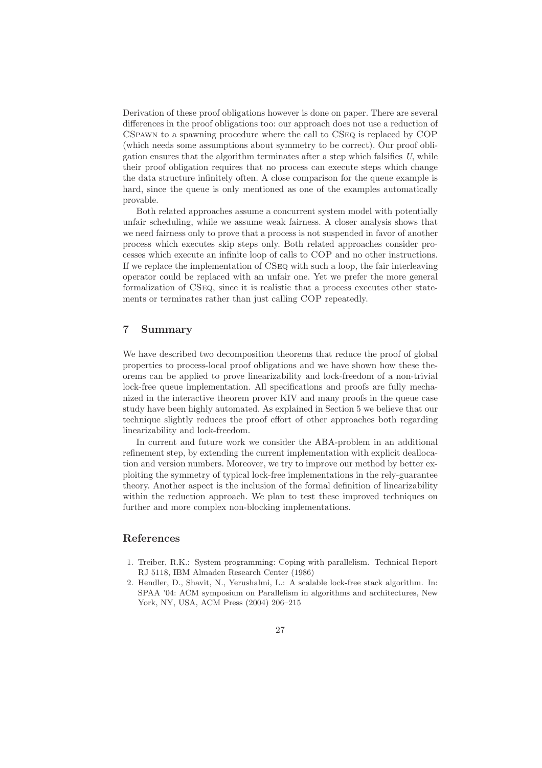Derivation of these proof obligations however is done on paper. There are several differences in the proof obligations too: our approach does not use a reduction of CSpawn to a spawning procedure where the call to CSeq is replaced by COP (which needs some assumptions about symmetry to be correct). Our proof obligation ensures that the algorithm terminates after a step which falsifies $U$, while their proof obligation requires that no process can execute steps which change the data structure infinitely often. A close comparison for the queue example is hard, since the queue is only mentioned as one of the examples automatically provable.

Both related approaches assume a concurrent system model with potentially unfair scheduling, while we assume weak fairness. A closer analysis shows that we need fairness only to prove that a process is not suspended in favor of another process which executes skip steps only. Both related approaches consider processes which execute an infinite loop of calls to COP and no other instructions. If we replace the implementation of CSeq with such a loop, the fair interleaving operator could be replaced with an unfair one. Yet we prefer the more general formalization of CSeq, since it is realistic that a process executes other statements or terminates rather than just calling COP repeatedly.

## 7 Summary

We have described two decomposition theorems that reduce the proof of global properties to process-local proof obligations and we have shown how these theorems can be applied to prove linearizability and lock-freedom of a non-trivial lock-free queue implementation. All specifications and proofs are fully mechanized in the interactive theorem prover KIV and many proofs in the queue case study have been highly automated. As explained in Section 5 we believe that our technique slightly reduces the proof effort of other approaches both regarding linearizability and lock-freedom.

In current and future work we consider the ABA-problem in an additional refinement step, by extending the current implementation with explicit deallocation and version numbers. Moreover, we try to improve our method by better exploiting the symmetry of typical lock-free implementations in the rely-guarantee theory. Another aspect is the inclusion of the formal definition of linearizability within the reduction approach. We plan to test these improved techniques on further and more complex non-blocking implementations.

## References

1. Treiber, R.K.: System programming: Coping with parallelism. Technical Report RJ 5118, IBM Almaden Research Center (1986)
2. Hendler, D., Shavit, N., Yerushalmi, L.: A scalable lock-free stack algorithm. In: SPAA '04: ACM symposium on Parallelism in algorithms and architectures, New York, NY, USA, ACM Press (2004) 206–215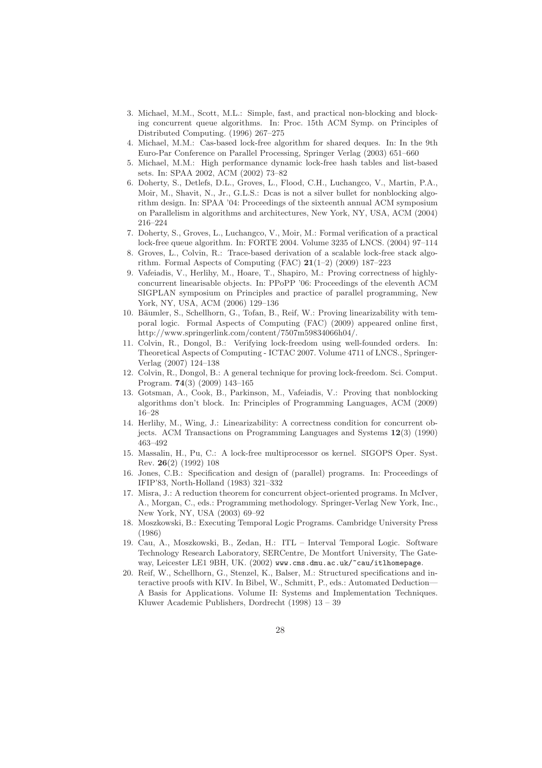3. Michael, M.M., Scott, M.L.: Simple, fast, and practical non-blocking and blocking concurrent queue algorithms. In: Proc. 15th ACM Symp. on Principles of Distributed Computing. (1996) 267–275
4. Michael, M.M.: Cas-based lock-free algorithm for shared deques. In: In the 9th Euro-Par Conference on Parallel Processing, Springer Verlag (2003) 651–660
5. Michael, M.M.: High performance dynamic lock-free hash tables and list-based sets. In: SPAA 2002, ACM (2002) 73–82
6. Doherty, S., Detlefs, D.L., Groves, L., Flood, C.H., Luchangco, V., Martin, P.A., Moir, M., Shavit, N., Jr., G.L.S.: Dcas is not a silver bullet for nonblocking algorithm design. In: SPAA '04: Proceedings of the sixteenth annual ACM symposium on Parallelism in algorithms and architectures, New York, NY, USA, ACM (2004) 216–224
7. Doherty, S., Groves, L., Luchangco, V., Moir, M.: Formal verification of a practical lock-free queue algorithm. In: FORTE 2004. Volume 3235 of LNCS. (2004) 97–114
8. Groves, L., Colvin, R.: Trace-based derivation of a scalable lock-free stack algorithm. Formal Aspects of Computing (FAC) **21**(1–2) (2009) 187–223
9. Vafeiadis, V., Herlihy, M., Hoare, T., Shapiro, M.: Proving correctness of highly-concurrent linearisable objects. In: PPoPP '06: Proceedings of the eleventh ACM SIGPLAN symposium on Principles and practice of parallel programming, New York, NY, USA, ACM (2006) 129–136
10. Bäumler, S., Schellhorn, G., Tofan, B., Reif, W.: Proving linearizability with temporal logic. Formal Aspects of Computing (FAC) (2009) appeared online first, http://www.springerlink.com/content/7507m59834066h04/.
11. Colvin, R., Dongol, B.: Verifying lock-freedom using well-founded orders. In: Theoretical Aspects of Computing - ICTAC 2007. Volume 4711 of LNCS., Springer-Verlag (2007) 124–138
12. Colvin, R., Dongol, B.: A general technique for proving lock-freedom. Sci. Comput. Program. **74**(3) (2009) 143–165
13. Gotsman, A., Cook, B., Parkinson, M., Vafeiadis, V.: Proving that nonblocking algorithms don't block. In: Principles of Programming Languages, ACM (2009) 16–28
14. Herlihy, M., Wing, J.: Linearizability: A correctness condition for concurrent objects. ACM Transactions on Programming Languages and Systems **12**(3) (1990) 463–492
15. Massalin, H., Pu, C.: A lock-free multiprocessor os kernel. SIGOPS Oper. Syst. Rev. **26**(2) (1992) 108
16. Jones, C.B.: Specification and design of (parallel) programs. In: Proceedings of IFIP'83, North-Holland (1983) 321–332
17. Misra, J.: A reduction theorem for concurrent object-oriented programs. In McIver, A., Morgan, C., eds.: Programming methodology. Springer-Verlag New York, Inc., New York, NY, USA (2003) 69–92
18. Moszkowski, B.: Executing Temporal Logic Programs. Cambridge University Press (1986)
19. Cau, A., Moszkowski, B., Zedan, H.: ITL – Interval Temporal Logic. Software Technology Research Laboratory, SERCentre, De Montfort University, The Gateway, Leicester LE1 9BH, UK. (2002) www.cms.dmu.ac.uk/~cau/itlhomepage.
20. Reif, W., Schellhorn, G., Stenzel, K., Balser, M.: Structured specifications and interactive proofs with KIV. In Bibel, W., Schmitt, P., eds.: Automated Deduction—A Basis for Applications. Volume II: Systems and Implementation Techniques. Kluwer Academic Publishers, Dordrecht (1998) 13 – 39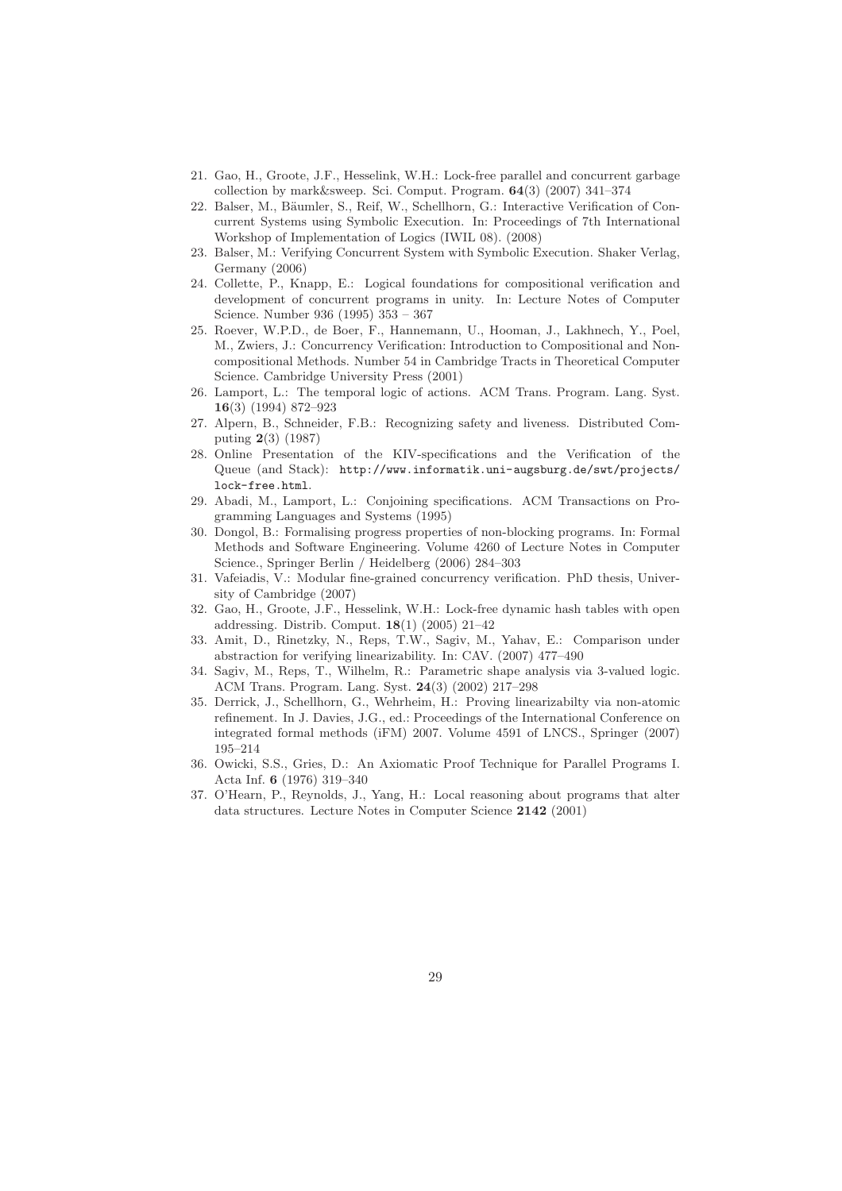21. Gao, H., Groote, J.F., Hesselink, W.H.: Lock-free parallel and concurrent garbage collection by mark&sweep. Sci. Comput. Program. **64**(3) (2007) 341–374
22. Balser, M., Bäumler, S., Reif, W., Schellhorn, G.: Interactive Verification of Concurrent Systems using Symbolic Execution. In: Proceedings of 7th International Workshop of Implementation of Logics (IWIL 08). (2008)
23. Balser, M.: Verifying Concurrent System with Symbolic Execution. Shaker Verlag, Germany (2006)
24. Collette, P., Knapp, E.: Logical foundations for compositional verification and development of concurrent programs in unity. In: Lecture Notes of Computer Science. Number 936 (1995) 353 – 367
25. Roever, W.P.D., de Boer, F., Hannemann, U., Hooman, J., Lakhnech, Y., Poel, M., Zwiers, J.: Concurrency Verification: Introduction to Compositional and Noncompositional Methods. Number 54 in Cambridge Tracts in Theoretical Computer Science. Cambridge University Press (2001)
26. Lamport, L.: The temporal logic of actions. ACM Trans. Program. Lang. Syst. **16**(3) (1994) 872–923
27. Alpern, B., Schneider, F.B.: Recognizing safety and liveness. Distributed Computing **2**(3) (1987)
28. Online Presentation of the KIV-specifications and the Verification of the Queue (and Stack): `http://www.informatik.uni-augsburg.de/swt/projects/lock-free.html`.
29. Abadi, M., Lamport, L.: Conjoining specifications. ACM Transactions on Programming Languages and Systems (1995)
30. Dongol, B.: Formalising progress properties of non-blocking programs. In: Formal Methods and Software Engineering. Volume 4260 of Lecture Notes in Computer Science., Springer Berlin / Heidelberg (2006) 284–303
31. Vafeiadis, V.: Modular fine-grained concurrency verification. PhD thesis, University of Cambridge (2007)
32. Gao, H., Groote, J.F., Hesselink, W.H.: Lock-free dynamic hash tables with open addressing. Distrib. Comput. **18**(1) (2005) 21–42
33. Amit, D., Rinetzky, N., Reps, T.W., Sagiv, M., Yahav, E.: Comparison under abstraction for verifying linearizability. In: CAV. (2007) 477–490
34. Sagiv, M., Reps, T., Wilhelm, R.: Parametric shape analysis via 3-valued logic. ACM Trans. Program. Lang. Syst. **24**(3) (2002) 217–298
35. Derrick, J., Schellhorn, G., Wehrheim, H.: Proving linearizabilty via non-atomic refinement. In J. Davies, J.G., ed.: Proceedings of the International Conference on integrated formal methods (iFM) 2007. Volume 4591 of LNCS., Springer (2007) 195–214
36. Owicki, S.S., Gries, D.: An Axiomatic Proof Technique for Parallel Programs I. Acta Inf. **6** (1976) 319–340
37. O'Hearn, P., Reynolds, J., Yang, H.: Local reasoning about programs that alter data structures. Lecture Notes in Computer Science **2142** (2001)